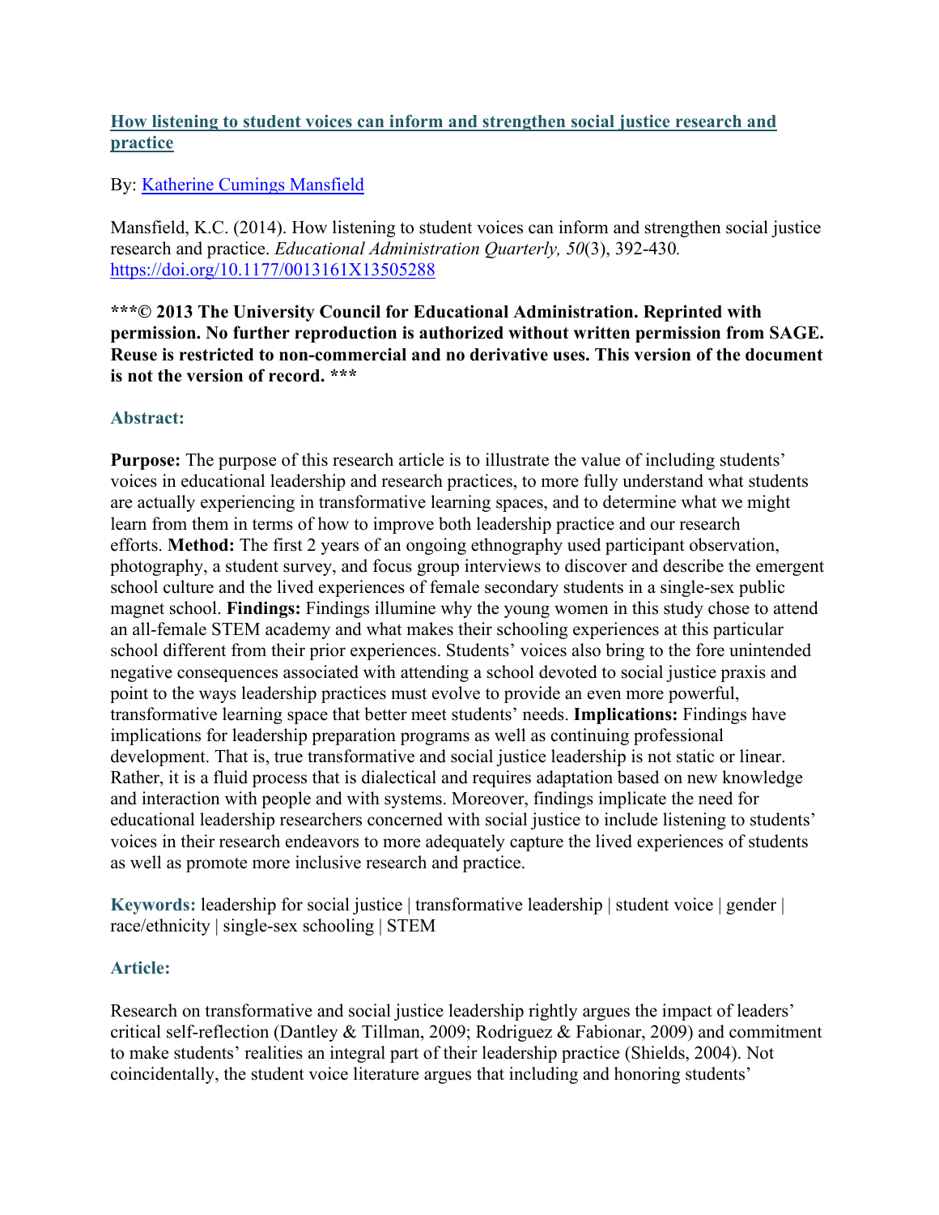## [How listening to student voices can inform and strengthen social justice research and practice](https://doi.org/10.1177/0013161X13505288)

By: Katherine Cumings Mansfield

Mansfield, K.C. (2014). How listening to student voices can inform and strengthen social justice research and practice. *Educational Administration Quarterly, 50*(3), 392-430. https://doi.org/10.1177/0013161X13505288

**\*\*\*© 2013 The University Council for Educational Administration. Reprinted with permission. No further reproduction is authorized without written permission from SAGE. Reuse is restricted to non-commercial and no derivative uses. This version of the document is not the version of record. \*\*\***

### Abstract:

**Purpose:** The purpose of this research article is to illustrate the value of including students' voices in educational leadership and research practices, to more fully understand what students are actually experiencing in transformative learning spaces, and to determine what we might learn from them in terms of how to improve both leadership practice and our research efforts. **Method:** The first 2 years of an ongoing ethnography used participant observation, photography, a student survey, and focus group interviews to discover and describe the emergent school culture and the lived experiences of female secondary students in a single-sex public magnet school. **Findings:** Findings illumine why the young women in this study chose to attend an all-female STEM academy and what makes their schooling experiences at this particular school different from their prior experiences. Students' voices also bring to the fore unintended negative consequences associated with attending a school devoted to social justice praxis and point to the ways leadership practices must evolve to provide an even more powerful, transformative learning space that better meet students' needs. **Implications:** Findings have implications for leadership preparation programs as well as continuing professional development. That is, true transformative and social justice leadership is not static or linear. Rather, it is a fluid process that is dialectical and requires adaptation based on new knowledge and interaction with people and with systems. Moreover, findings implicate the need for educational leadership researchers concerned with social justice to include listening to students' voices in their research endeavors to more adequately capture the lived experiences of students as well as promote more inclusive research and practice.

**Keywords:** leadership for social justice | transformative leadership | student voice | gender | race/ethnicity | single-sex schooling | STEM

### Article:

Research on transformative and social justice leadership rightly argues the impact of leaders' critical self-reflection (Dantley & Tillman, 2009; Rodriguez & Fabionar, 2009) and commitment to make students' realities an integral part of their leadership practice (Shields, 2004). Not coincidentally, the student voice literature argues that including and honoring students'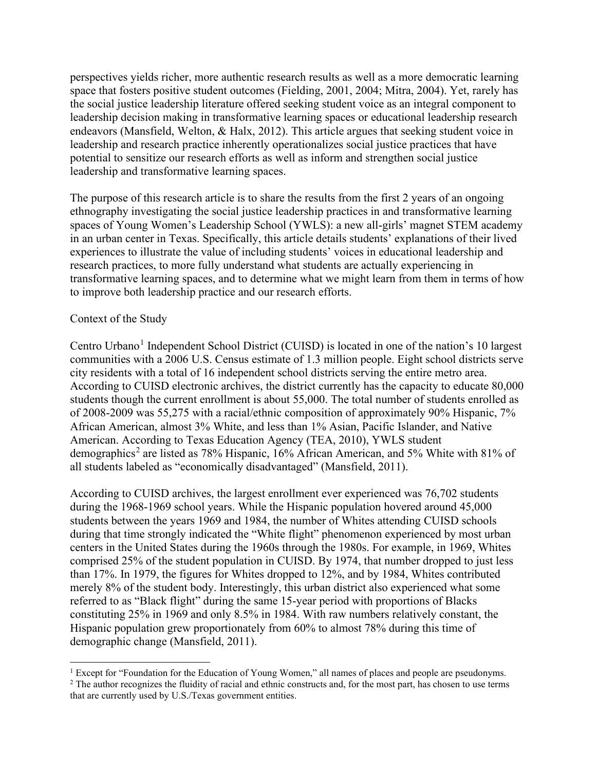perspectives yields richer, more authentic research results as well as a more democratic learning space that fosters positive student outcomes (Fielding, 2001, 2004; Mitra, 2004). Yet, rarely has the social justice leadership literature offered seeking student voice as an integral component to leadership decision making in transformative learning spaces or educational leadership research endeavors (Mansfield, Welton, & Halx, 2012). This article argues that seeking student voice in leadership and research practice inherently operationalizes social justice practices that have potential to sensitize our research efforts as well as inform and strengthen social justice leadership and transformative learning spaces.

The purpose of this research article is to share the results from the first 2 years of an ongoing ethnography investigating the social justice leadership practices in and transformative learning spaces of Young Women's Leadership School (YWLS): a new all-girls' magnet STEM academy in an urban center in Texas. Specifically, this article details students' explanations of their lived experiences to illustrate the value of including students' voices in educational leadership and research practices, to more fully understand what students are actually experiencing in transformative learning spaces, and to determine what we might learn from them in terms of how to improve both leadership practice and our research efforts.

## Context of the Study

Centro Urbano[1] Independent School District (CUISD) is located in one of the nation's 10 largest communities with a 2006 U.S. Census estimate of 1.3 million people. Eight school districts serve city residents with a total of 16 independent school districts serving the entire metro area. According to CUISD electronic archives, the district currently has the capacity to educate 80,000 students though the current enrollment is about 55,000. The total number of students enrolled as of 2008-2009 was 55,275 with a racial/ethnic composition of approximately 90% Hispanic, 7% African American, almost 3% White, and less than 1% Asian, Pacific Islander, and Native American. According to Texas Education Agency (TEA, 2010), YWLS student demographics[2] are listed as 78% Hispanic, 16% African American, and 5% White with 81% of all students labeled as "economically disadvantaged" (Mansfield, 2011).

According to CUISD archives, the largest enrollment ever experienced was 76,702 students during the 1968-1969 school years. While the Hispanic population hovered around 45,000 students between the years 1969 and 1984, the number of Whites attending CUISD schools during that time strongly indicated the "White flight" phenomenon experienced by most urban centers in the United States during the 1960s through the 1980s. For example, in 1969, Whites comprised 25% of the student population in CUISD. By 1974, that number dropped to just less than 17%. In 1979, the figures for Whites dropped to 12%, and by 1984, Whites contributed merely 8% of the student body. Interestingly, this urban district also experienced what some referred to as "Black flight" during the same 15-year period with proportions of Blacks constituting 25% in 1969 and only 8.5% in 1984. With raw numbers relatively constant, the Hispanic population grew proportionately from 60% to almost 78% during this time of demographic change (Mansfield, 2011).

[1] Except for "Foundation for the Education of Young Women," all names of places and people are pseudonyms.

[2] The author recognizes the fluidity of racial and ethnic constructs and, for the most part, has chosen to use terms that are currently used by U.S./Texas government entities.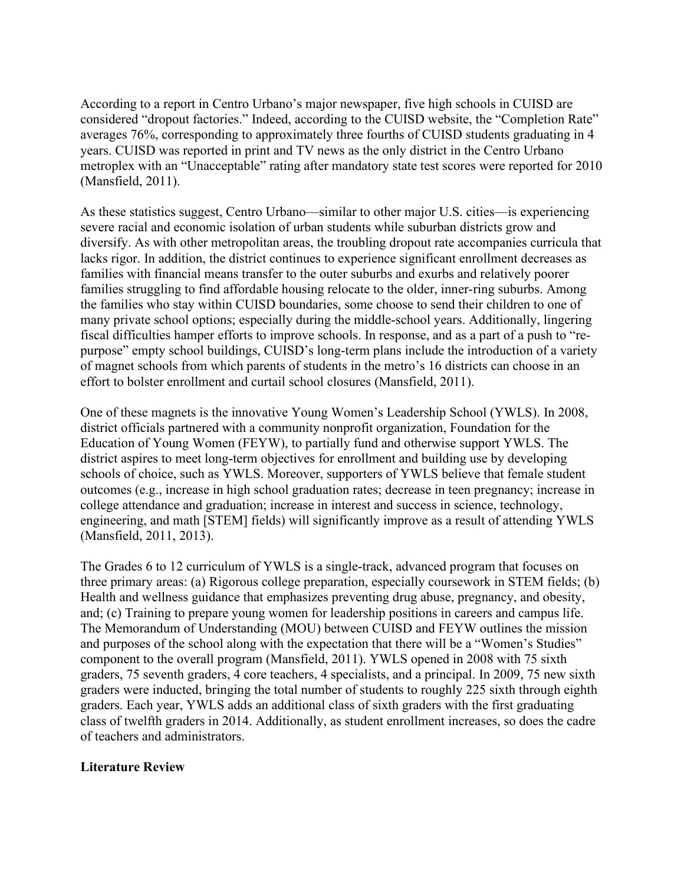According to a report in Centro Urbano's major newspaper, five high schools in CUISD are considered "dropout factories." Indeed, according to the CUISD website, the "Completion Rate" averages 76%, corresponding to approximately three fourths of CUISD students graduating in 4 years. CUISD was reported in print and TV news as the only district in the Centro Urbano metroplex with an "Unacceptable" rating after mandatory state test scores were reported for 2010 (Mansfield, 2011).

As these statistics suggest, Centro Urbano—similar to other major U.S. cities—is experiencing severe racial and economic isolation of urban students while suburban districts grow and diversify. As with other metropolitan areas, the troubling dropout rate accompanies curricula that lacks rigor. In addition, the district continues to experience significant enrollment decreases as families with financial means transfer to the outer suburbs and exurbs and relatively poorer families struggling to find affordable housing relocate to the older, inner-ring suburbs. Among the families who stay within CUISD boundaries, some choose to send their children to one of many private school options; especially during the middle-school years. Additionally, lingering fiscal difficulties hamper efforts to improve schools. In response, and as a part of a push to "re-purpose" empty school buildings, CUISD's long-term plans include the introduction of a variety of magnet schools from which parents of students in the metro's 16 districts can choose in an effort to bolster enrollment and curtail school closures (Mansfield, 2011).

One of these magnets is the innovative Young Women's Leadership School (YWLS). In 2008, district officials partnered with a community nonprofit organization, Foundation for the Education of Young Women (FEYW), to partially fund and otherwise support YWLS. The district aspires to meet long-term objectives for enrollment and building use by developing schools of choice, such as YWLS. Moreover, supporters of YWLS believe that female student outcomes (e.g., increase in high school graduation rates; decrease in teen pregnancy; increase in college attendance and graduation; increase in interest and success in science, technology, engineering, and math [STEM] fields) will significantly improve as a result of attending YWLS (Mansfield, 2011, 2013).

The Grades 6 to 12 curriculum of YWLS is a single-track, advanced program that focuses on three primary areas: (a) Rigorous college preparation, especially coursework in STEM fields; (b) Health and wellness guidance that emphasizes preventing drug abuse, pregnancy, and obesity, and; (c) Training to prepare young women for leadership positions in careers and campus life. The Memorandum of Understanding (MOU) between CUISD and FEYW outlines the mission and purposes of the school along with the expectation that there will be a "Women's Studies" component to the overall program (Mansfield, 2011). YWLS opened in 2008 with 75 sixth graders, 75 seventh graders, 4 core teachers, 4 specialists, and a principal. In 2009, 75 new sixth graders were inducted, bringing the total number of students to roughly 225 sixth through eighth graders. Each year, YWLS adds an additional class of sixth graders with the first graduating class of twelfth graders in 2014. Additionally, as student enrollment increases, so does the cadre of teachers and administrators.

## Literature Review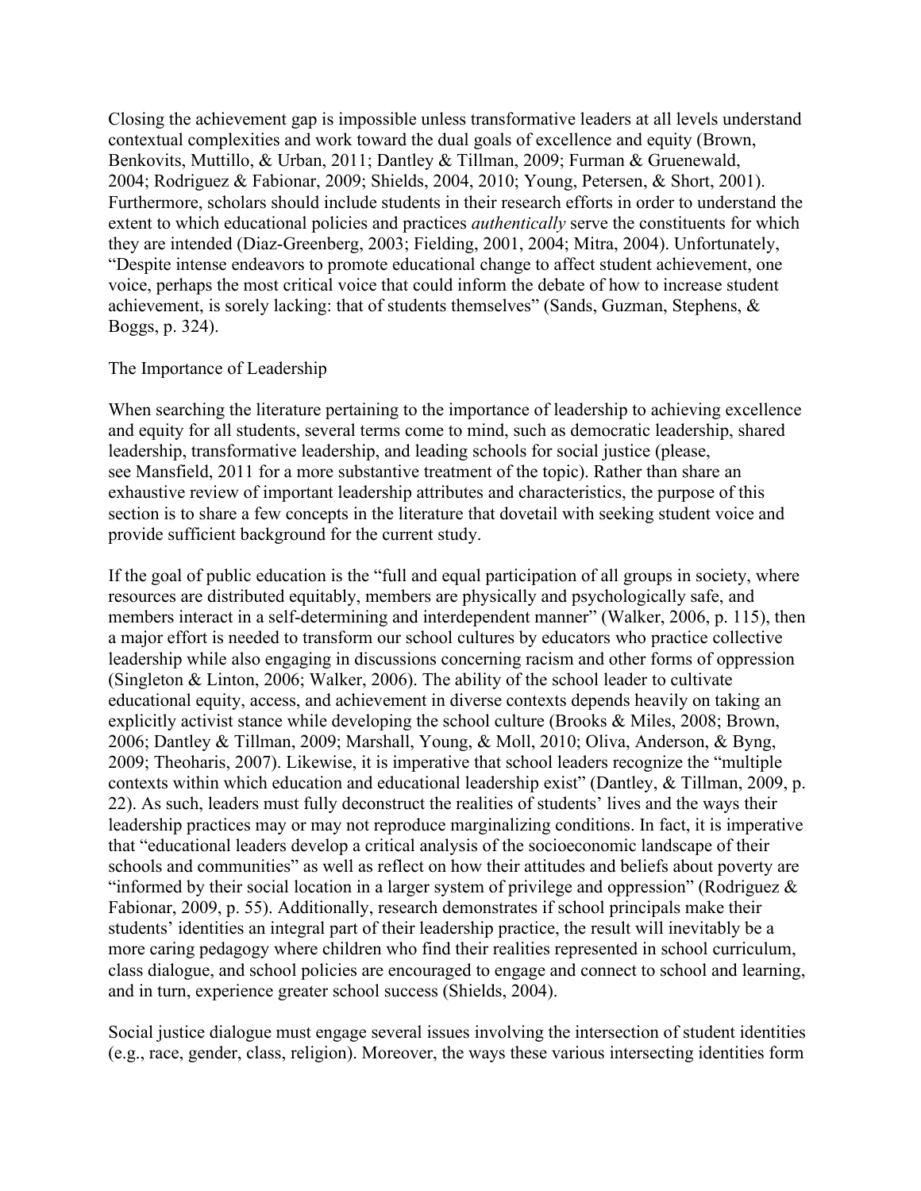Closing the achievement gap is impossible unless transformative leaders at all levels understand contextual complexities and work toward the dual goals of excellence and equity (Brown, Benkovits, Muttillo, & Urban, 2011; Dantley & Tillman, 2009; Furman & Gruenewald, 2004; Rodriguez & Fabionar, 2009; Shields, 2004, 2010; Young, Petersen, & Short, 2001). Furthermore, scholars should include students in their research efforts in order to understand the extent to which educational policies and practices *authentically* serve the constituents for which they are intended (Diaz-Greenberg, 2003; Fielding, 2001, 2004; Mitra, 2004). Unfortunately, "Despite intense endeavors to promote educational change to affect student achievement, one voice, perhaps the most critical voice that could inform the debate of how to increase student achievement, is sorely lacking: that of students themselves" (Sands, Guzman, Stephens, & Boggs, p. 324).

## The Importance of Leadership

When searching the literature pertaining to the importance of leadership to achieving excellence and equity for all students, several terms come to mind, such as democratic leadership, shared leadership, transformative leadership, and leading schools for social justice (please, see Mansfield, 2011 for a more substantive treatment of the topic). Rather than share an exhaustive review of important leadership attributes and characteristics, the purpose of this section is to share a few concepts in the literature that dovetail with seeking student voice and provide sufficient background for the current study.

If the goal of public education is the "full and equal participation of all groups in society, where resources are distributed equitably, members are physically and psychologically safe, and members interact in a self-determining and interdependent manner" (Walker, 2006, p. 115), then a major effort is needed to transform our school cultures by educators who practice collective leadership while also engaging in discussions concerning racism and other forms of oppression (Singleton & Linton, 2006; Walker, 2006). The ability of the school leader to cultivate educational equity, access, and achievement in diverse contexts depends heavily on taking an explicitly activist stance while developing the school culture (Brooks & Miles, 2008; Brown, 2006; Dantley & Tillman, 2009; Marshall, Young, & Moll, 2010; Oliva, Anderson, & Byng, 2009; Theoharis, 2007). Likewise, it is imperative that school leaders recognize the "multiple contexts within which education and educational leadership exist" (Dantley, & Tillman, 2009, p. 22). As such, leaders must fully deconstruct the realities of students' lives and the ways their leadership practices may or may not reproduce marginalizing conditions. In fact, it is imperative that "educational leaders develop a critical analysis of the socioeconomic landscape of their schools and communities" as well as reflect on how their attitudes and beliefs about poverty are "informed by their social location in a larger system of privilege and oppression" (Rodriguez & Fabionar, 2009, p. 55). Additionally, research demonstrates if school principals make their students' identities an integral part of their leadership practice, the result will inevitably be a more caring pedagogy where children who find their realities represented in school curriculum, class dialogue, and school policies are encouraged to engage and connect to school and learning, and in turn, experience greater school success (Shields, 2004).

Social justice dialogue must engage several issues involving the intersection of student identities (e.g., race, gender, class, religion). Moreover, the ways these various intersecting identities form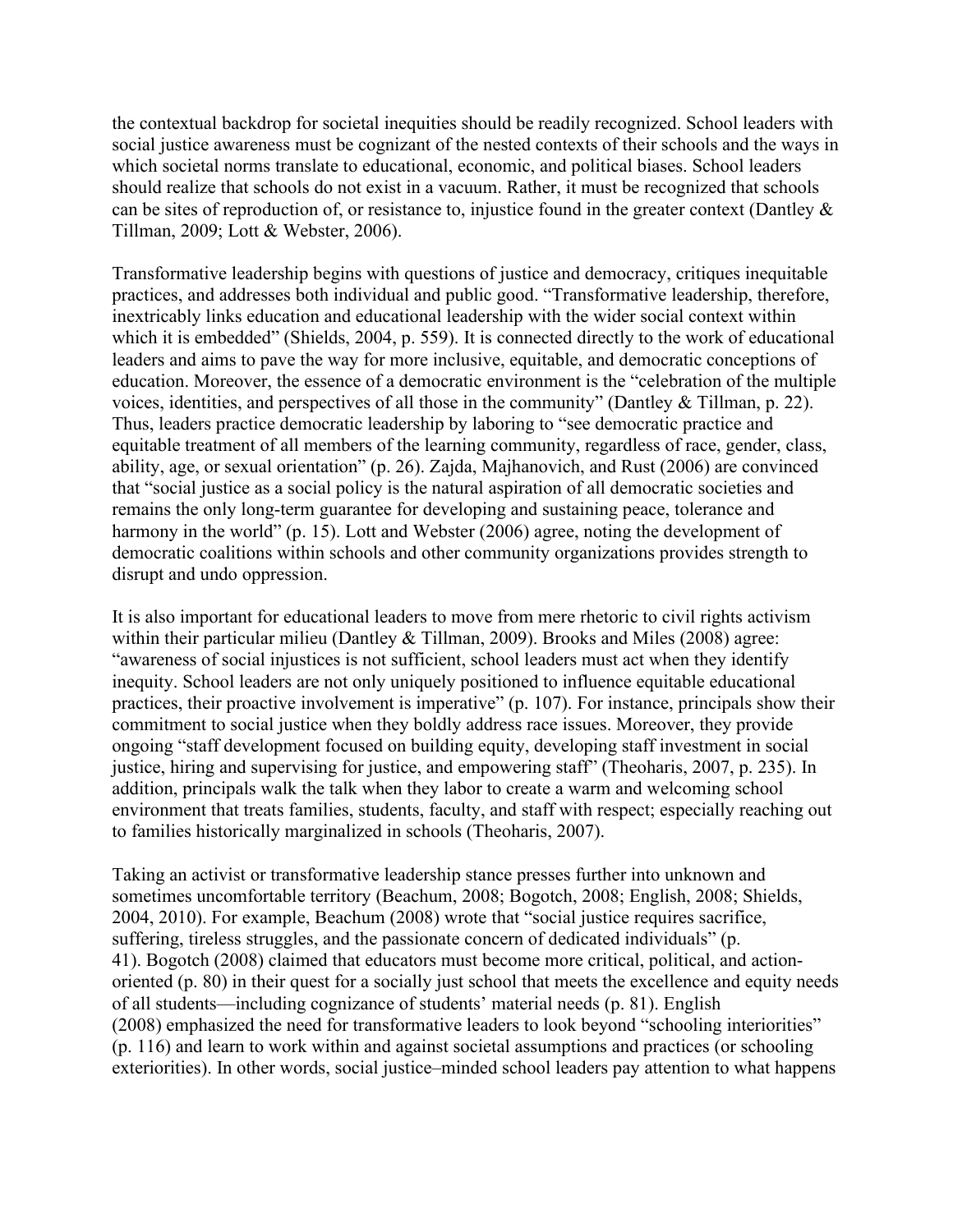the contextual backdrop for societal inequities should be readily recognized. School leaders with social justice awareness must be cognizant of the nested contexts of their schools and the ways in which societal norms translate to educational, economic, and political biases. School leaders should realize that schools do not exist in a vacuum. Rather, it must be recognized that schools can be sites of reproduction of, or resistance to, injustice found in the greater context (Dantley & Tillman, 2009; Lott & Webster, 2006).

Transformative leadership begins with questions of justice and democracy, critiques inequitable practices, and addresses both individual and public good. "Transformative leadership, therefore, inextricably links education and educational leadership with the wider social context within which it is embedded" (Shields, 2004, p. 559). It is connected directly to the work of educational leaders and aims to pave the way for more inclusive, equitable, and democratic conceptions of education. Moreover, the essence of a democratic environment is the "celebration of the multiple voices, identities, and perspectives of all those in the community" (Dantley & Tillman, p. 22). Thus, leaders practice democratic leadership by laboring to "see democratic practice and equitable treatment of all members of the learning community, regardless of race, gender, class, ability, age, or sexual orientation" (p. 26). Zajda, Majhanovich, and Rust (2006) are convinced that "social justice as a social policy is the natural aspiration of all democratic societies and remains the only long-term guarantee for developing and sustaining peace, tolerance and harmony in the world" (p. 15). Lott and Webster (2006) agree, noting the development of democratic coalitions within schools and other community organizations provides strength to disrupt and undo oppression.

It is also important for educational leaders to move from mere rhetoric to civil rights activism within their particular milieu (Dantley & Tillman, 2009). Brooks and Miles (2008) agree: "awareness of social injustices is not sufficient, school leaders must act when they identify inequity. School leaders are not only uniquely positioned to influence equitable educational practices, their proactive involvement is imperative" (p. 107). For instance, principals show their commitment to social justice when they boldly address race issues. Moreover, they provide ongoing "staff development focused on building equity, developing staff investment in social justice, hiring and supervising for justice, and empowering staff" (Theoharis, 2007, p. 235). In addition, principals walk the talk when they labor to create a warm and welcoming school environment that treats families, students, faculty, and staff with respect; especially reaching out to families historically marginalized in schools (Theoharis, 2007).

Taking an activist or transformative leadership stance presses further into unknown and sometimes uncomfortable territory (Beachum, 2008; Bogotch, 2008; English, 2008; Shields, 2004, 2010). For example, Beachum (2008) wrote that "social justice requires sacrifice, suffering, tireless struggles, and the passionate concern of dedicated individuals" (p. 41). Bogotch (2008) claimed that educators must become more critical, political, and action-oriented (p. 80) in their quest for a socially just school that meets the excellence and equity needs of all students—including cognizance of students' material needs (p. 81). English (2008) emphasized the need for transformative leaders to look beyond "schooling interiorities" (p. 116) and learn to work within and against societal assumptions and practices (or schooling exteriorities). In other words, social justice–minded school leaders pay attention to what happens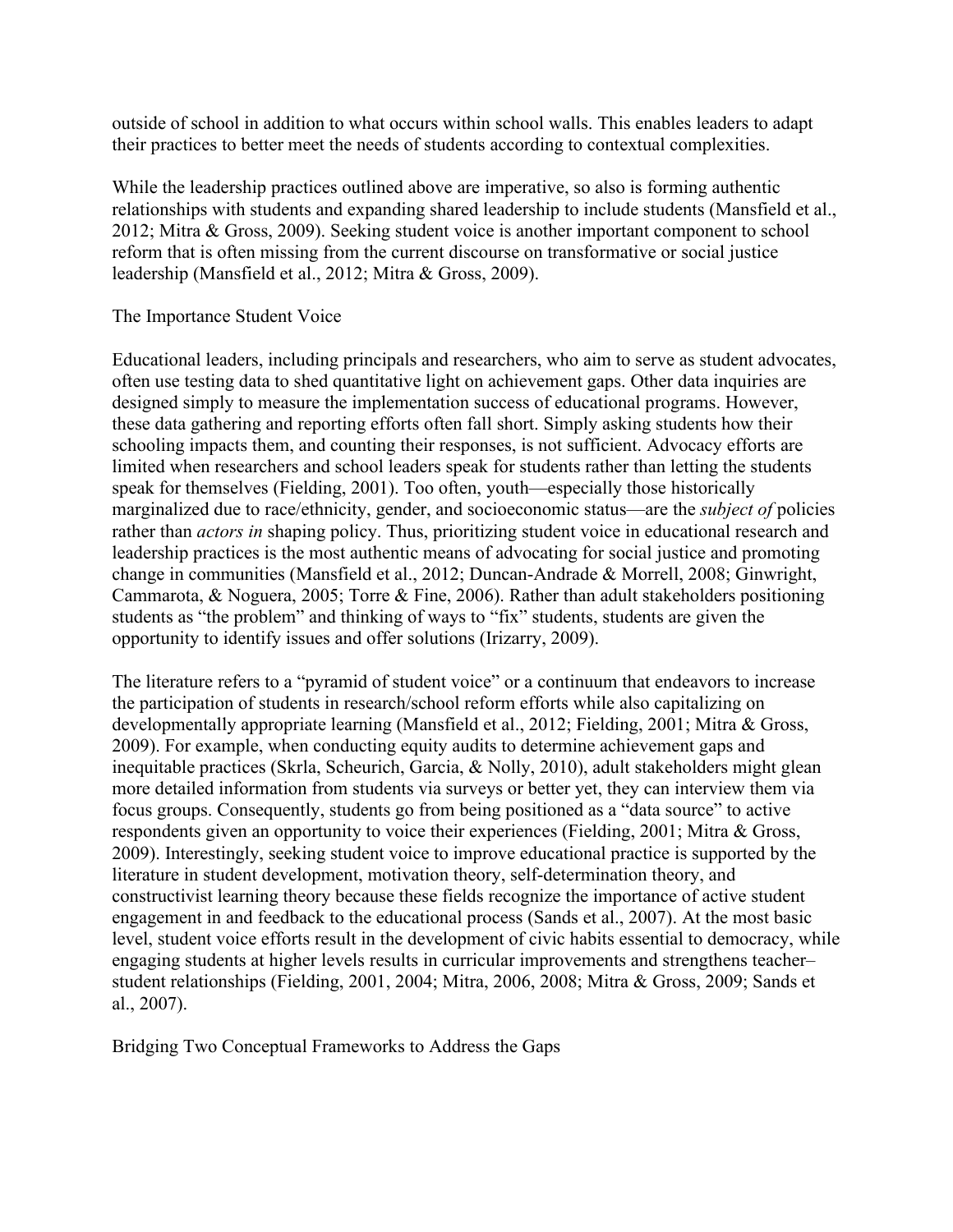outside of school in addition to what occurs within school walls. This enables leaders to adapt their practices to better meet the needs of students according to contextual complexities.

While the leadership practices outlined above are imperative, so also is forming authentic relationships with students and expanding shared leadership to include students (Mansfield et al., 2012; Mitra & Gross, 2009). Seeking student voice is another important component to school reform that is often missing from the current discourse on transformative or social justice leadership (Mansfield et al., 2012; Mitra & Gross, 2009).

## The Importance Student Voice

Educational leaders, including principals and researchers, who aim to serve as student advocates, often use testing data to shed quantitative light on achievement gaps. Other data inquiries are designed simply to measure the implementation success of educational programs. However, these data gathering and reporting efforts often fall short. Simply asking students how their schooling impacts them, and counting their responses, is not sufficient. Advocacy efforts are limited when researchers and school leaders speak for students rather than letting the students speak for themselves (Fielding, 2001). Too often, youth—especially those historically marginalized due to race/ethnicity, gender, and socioeconomic status—are the *subject of* policies rather than *actors in* shaping policy. Thus, prioritizing student voice in educational research and leadership practices is the most authentic means of advocating for social justice and promoting change in communities (Mansfield et al., 2012; Duncan-Andrade & Morrell, 2008; Ginwright, Cammarota, & Noguera, 2005; Torre & Fine, 2006). Rather than adult stakeholders positioning students as "the problem" and thinking of ways to "fix" students, students are given the opportunity to identify issues and offer solutions (Irizarry, 2009).

The literature refers to a "pyramid of student voice" or a continuum that endeavors to increase the participation of students in research/school reform efforts while also capitalizing on developmentally appropriate learning (Mansfield et al., 2012; Fielding, 2001; Mitra & Gross, 2009). For example, when conducting equity audits to determine achievement gaps and inequitable practices (Skrla, Scheurich, Garcia, & Nolly, 2010), adult stakeholders might glean more detailed information from students via surveys or better yet, they can interview them via focus groups. Consequently, students go from being positioned as a "data source" to active respondents given an opportunity to voice their experiences (Fielding, 2001; Mitra & Gross, 2009). Interestingly, seeking student voice to improve educational practice is supported by the literature in student development, motivation theory, self-determination theory, and constructivist learning theory because these fields recognize the importance of active student engagement in and feedback to the educational process (Sands et al., 2007). At the most basic level, student voice efforts result in the development of civic habits essential to democracy, while engaging students at higher levels results in curricular improvements and strengthens teacher–student relationships (Fielding, 2001, 2004; Mitra, 2006, 2008; Mitra & Gross, 2009; Sands et al., 2007).

## Bridging Two Conceptual Frameworks to Address the Gaps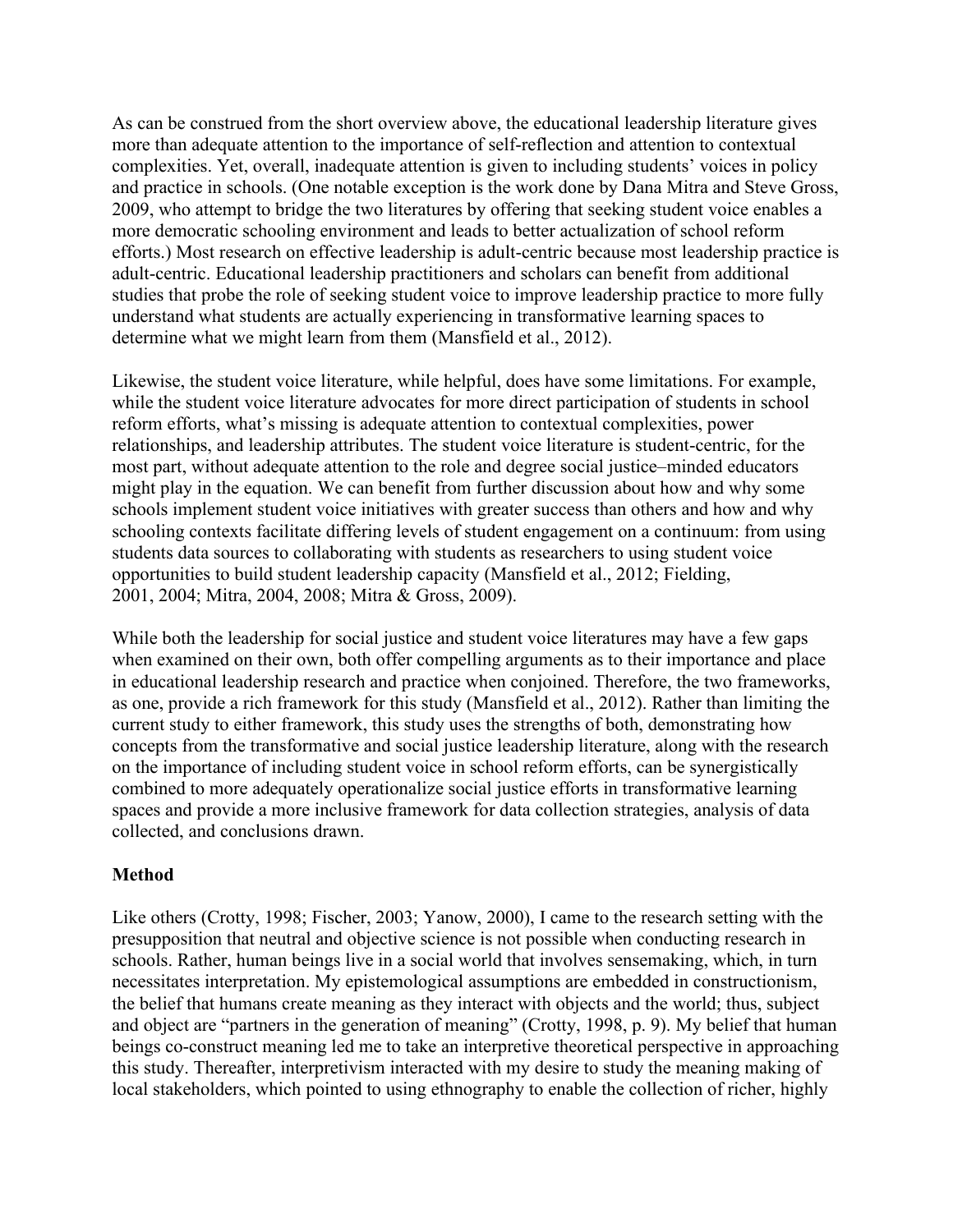As can be construed from the short overview above, the educational leadership literature gives more than adequate attention to the importance of self-reflection and attention to contextual complexities. Yet, overall, inadequate attention is given to including students' voices in policy and practice in schools. (One notable exception is the work done by Dana Mitra and Steve Gross, 2009, who attempt to bridge the two literatures by offering that seeking student voice enables a more democratic schooling environment and leads to better actualization of school reform efforts.) Most research on effective leadership is adult-centric because most leadership practice is adult-centric. Educational leadership practitioners and scholars can benefit from additional studies that probe the role of seeking student voice to improve leadership practice to more fully understand what students are actually experiencing in transformative learning spaces to determine what we might learn from them (Mansfield et al., 2012).

Likewise, the student voice literature, while helpful, does have some limitations. For example, while the student voice literature advocates for more direct participation of students in school reform efforts, what's missing is adequate attention to contextual complexities, power relationships, and leadership attributes. The student voice literature is student-centric, for the most part, without adequate attention to the role and degree social justice–minded educators might play in the equation. We can benefit from further discussion about how and why some schools implement student voice initiatives with greater success than others and how and why schooling contexts facilitate differing levels of student engagement on a continuum: from using students data sources to collaborating with students as researchers to using student voice opportunities to build student leadership capacity (Mansfield et al., 2012; Fielding, 2001, 2004; Mitra, 2004, 2008; Mitra & Gross, 2009).

While both the leadership for social justice and student voice literatures may have a few gaps when examined on their own, both offer compelling arguments as to their importance and place in educational leadership research and practice when conjoined. Therefore, the two frameworks, as one, provide a rich framework for this study (Mansfield et al., 2012). Rather than limiting the current study to either framework, this study uses the strengths of both, demonstrating how concepts from the transformative and social justice leadership literature, along with the research on the importance of including student voice in school reform efforts, can be synergistically combined to more adequately operationalize social justice efforts in transformative learning spaces and provide a more inclusive framework for data collection strategies, analysis of data collected, and conclusions drawn.

## Method

Like others (Crotty, 1998; Fischer, 2003; Yanow, 2000), I came to the research setting with the presupposition that neutral and objective science is not possible when conducting research in schools. Rather, human beings live in a social world that involves sensemaking, which, in turn necessitates interpretation. My epistemological assumptions are embedded in constructionism, the belief that humans create meaning as they interact with objects and the world; thus, subject and object are "partners in the generation of meaning" (Crotty, 1998, p. 9). My belief that human beings co-construct meaning led me to take an interpretive theoretical perspective in approaching this study. Thereafter, interpretivism interacted with my desire to study the meaning making of local stakeholders, which pointed to using ethnography to enable the collection of richer, highly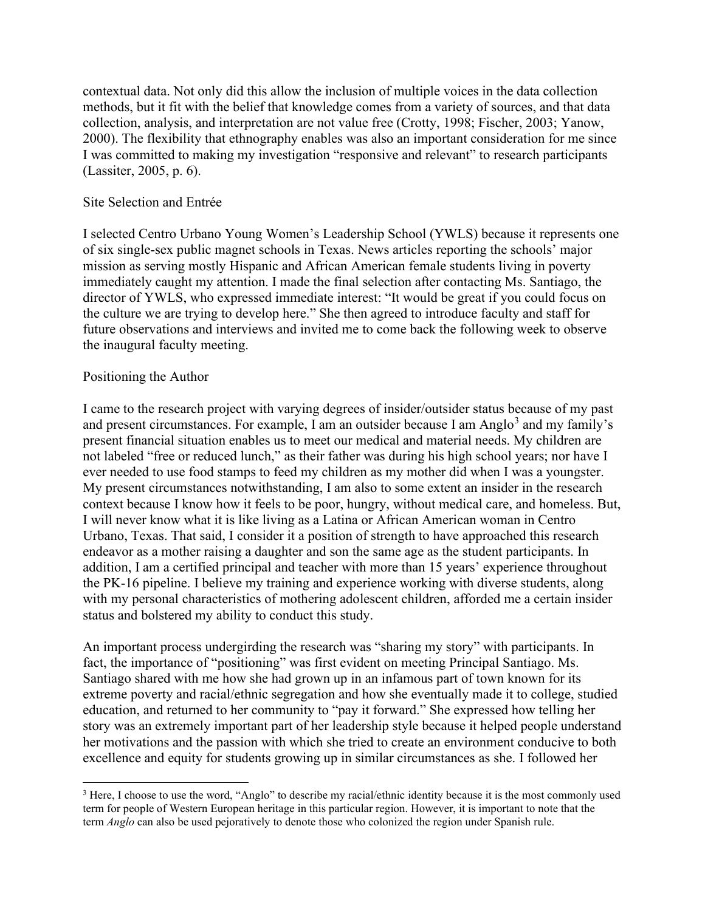contextual data. Not only did this allow the inclusion of multiple voices in the data collection methods, but it fit with the belief that knowledge comes from a variety of sources, and that data collection, analysis, and interpretation are not value free (Crotty, 1998; Fischer, 2003; Yanow, 2000). The flexibility that ethnography enables was also an important consideration for me since I was committed to making my investigation "responsive and relevant" to research participants (Lassiter, 2005, p. 6).

## Site Selection and Entrée

I selected Centro Urbano Young Women's Leadership School (YWLS) because it represents one of six single-sex public magnet schools in Texas. News articles reporting the schools' major mission as serving mostly Hispanic and African American female students living in poverty immediately caught my attention. I made the final selection after contacting Ms. Santiago, the director of YWLS, who expressed immediate interest: "It would be great if you could focus on the culture we are trying to develop here." She then agreed to introduce faculty and staff for future observations and interviews and invited me to come back the following week to observe the inaugural faculty meeting.

## Positioning the Author

I came to the research project with varying degrees of insider/outsider status because of my past and present circumstances. For example, I am an outsider because I am Anglo[3] and my family's present financial situation enables us to meet our medical and material needs. My children are not labeled "free or reduced lunch," as their father was during his high school years; nor have I ever needed to use food stamps to feed my children as my mother did when I was a youngster. My present circumstances notwithstanding, I am also to some extent an insider in the research context because I know how it feels to be poor, hungry, without medical care, and homeless. But, I will never know what it is like living as a Latina or African American woman in Centro Urbano, Texas. That said, I consider it a position of strength to have approached this research endeavor as a mother raising a daughter and son the same age as the student participants. In addition, I am a certified principal and teacher with more than 15 years' experience throughout the PK-16 pipeline. I believe my training and experience working with diverse students, along with my personal characteristics of mothering adolescent children, afforded me a certain insider status and bolstered my ability to conduct this study.

An important process undergirding the research was "sharing my story" with participants. In fact, the importance of "positioning" was first evident on meeting Principal Santiago. Ms. Santiago shared with me how she had grown up in an infamous part of town known for its extreme poverty and racial/ethnic segregation and how she eventually made it to college, studied education, and returned to her community to "pay it forward." She expressed how telling her story was an extremely important part of her leadership style because it helped people understand her motivations and the passion with which she tried to create an environment conducive to both excellence and equity for students growing up in similar circumstances as she. I followed her

---

[3] Here, I choose to use the word, "Anglo" to describe my racial/ethnic identity because it is the most commonly used term for people of Western European heritage in this particular region. However, it is important to note that the term *Anglo* can also be used pejoratively to denote those who colonized the region under Spanish rule.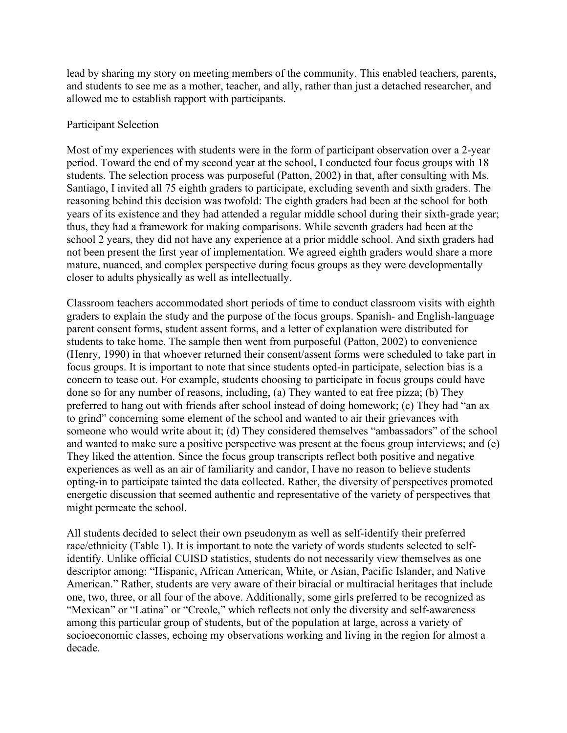lead by sharing my story on meeting members of the community. This enabled teachers, parents, and students to see me as a mother, teacher, and ally, rather than just a detached researcher, and allowed me to establish rapport with participants.

## Participant Selection

Most of my experiences with students were in the form of participant observation over a 2-year period. Toward the end of my second year at the school, I conducted four focus groups with 18 students. The selection process was purposeful (Patton, 2002) in that, after consulting with Ms. Santiago, I invited all 75 eighth graders to participate, excluding seventh and sixth graders. The reasoning behind this decision was twofold: The eighth graders had been at the school for both years of its existence and they had attended a regular middle school during their sixth-grade year; thus, they had a framework for making comparisons. While seventh graders had been at the school 2 years, they did not have any experience at a prior middle school. And sixth graders had not been present the first year of implementation. We agreed eighth graders would share a more mature, nuanced, and complex perspective during focus groups as they were developmentally closer to adults physically as well as intellectually.

Classroom teachers accommodated short periods of time to conduct classroom visits with eighth graders to explain the study and the purpose of the focus groups. Spanish- and English-language parent consent forms, student assent forms, and a letter of explanation were distributed for students to take home. The sample then went from purposeful (Patton, 2002) to convenience (Henry, 1990) in that whoever returned their consent/assent forms were scheduled to take part in focus groups. It is important to note that since students opted-in participate, selection bias is a concern to tease out. For example, students choosing to participate in focus groups could have done so for any number of reasons, including, (a) They wanted to eat free pizza; (b) They preferred to hang out with friends after school instead of doing homework; (c) They had "an ax to grind" concerning some element of the school and wanted to air their grievances with someone who would write about it; (d) They considered themselves "ambassadors" of the school and wanted to make sure a positive perspective was present at the focus group interviews; and (e) They liked the attention. Since the focus group transcripts reflect both positive and negative experiences as well as an air of familiarity and candor, I have no reason to believe students opting-in to participate tainted the data collected. Rather, the diversity of perspectives promoted energetic discussion that seemed authentic and representative of the variety of perspectives that might permeate the school.

All students decided to select their own pseudonym as well as self-identify their preferred race/ethnicity (Table 1). It is important to note the variety of words students selected to self-identify. Unlike official CUISD statistics, students do not necessarily view themselves as one descriptor among: "Hispanic, African American, White, or Asian, Pacific Islander, and Native American." Rather, students are very aware of their biracial or multiracial heritages that include one, two, three, or all four of the above. Additionally, some girls preferred to be recognized as "Mexican" or "Latina" or "Creole," which reflects not only the diversity and self-awareness among this particular group of students, but of the population at large, across a variety of socioeconomic classes, echoing my observations working and living in the region for almost a decade.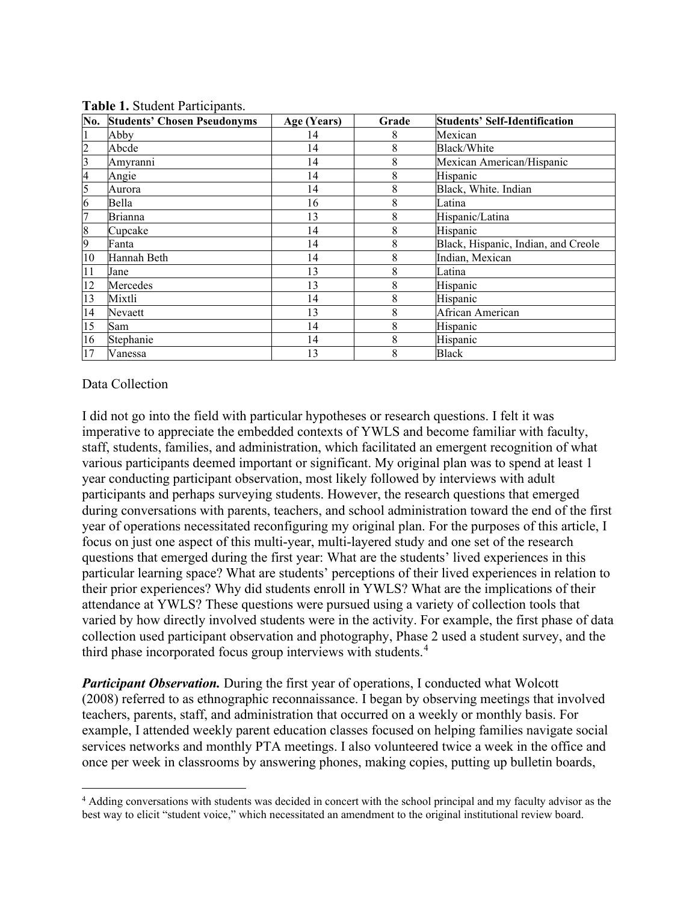**Table 1.** Student Participants.

| No. | Students' Chosen Pseudonyms | Age (Years) | Grade | Students' Self-Identification |
|---|---|---|---|---|
| 1 | Abby | 14 | 8 | Mexican |
| 2 | Abcde | 14 | 8 | Black/White |
| 3 | Amyranni | 14 | 8 | Mexican American/Hispanic |
| 4 | Angie | 14 | 8 | Hispanic |
| 5 | Aurora | 14 | 8 | Black, White. Indian |
| 6 | Bella | 16 | 8 | Latina |
| 7 | Brianna | 13 | 8 | Hispanic/Latina |
| 8 | Cupcake | 14 | 8 | Hispanic |
| 9 | Fanta | 14 | 8 | Black, Hispanic, Indian, and Creole |
| 10 | Hannah Beth | 14 | 8 | Indian, Mexican |
| 11 | Jane | 13 | 8 | Latina |
| 12 | Mercedes | 13 | 8 | Hispanic |
| 13 | Mixtli | 14 | 8 | Hispanic |
| 14 | Nevaett | 13 | 8 | African American |
| 15 | Sam | 14 | 8 | Hispanic |
| 16 | Stephanie | 14 | 8 | Hispanic |
| 17 | Vanessa | 13 | 8 | Black |

Data Collection

I did not go into the field with particular hypotheses or research questions. I felt it was imperative to appreciate the embedded contexts of YWLS and become familiar with faculty, staff, students, families, and administration, which facilitated an emergent recognition of what various participants deemed important or significant. My original plan was to spend at least 1 year conducting participant observation, most likely followed by interviews with adult participants and perhaps surveying students. However, the research questions that emerged during conversations with parents, teachers, and school administration toward the end of the first year of operations necessitated reconfiguring my original plan. For the purposes of this article, I focus on just one aspect of this multi-year, multi-layered study and one set of the research questions that emerged during the first year: What are the students' lived experiences in this particular learning space? What are students' perceptions of their lived experiences in relation to their prior experiences? Why did students enroll in YWLS? What are the implications of their attendance at YWLS? These questions were pursued using a variety of collection tools that varied by how directly involved students were in the activity. For example, the first phase of data collection used participant observation and photography, Phase 2 used a student survey, and the third phase incorporated focus group interviews with students.[4]

***Participant Observation.*** During the first year of operations, I conducted what Wolcott (2008) referred to as ethnographic reconnaissance. I began by observing meetings that involved teachers, parents, staff, and administration that occurred on a weekly or monthly basis. For example, I attended weekly parent education classes focused on helping families navigate social services networks and monthly PTA meetings. I also volunteered twice a week in the office and once per week in classrooms by answering phones, making copies, putting up bulletin boards,

[4] Adding conversations with students was decided in concert with the school principal and my faculty advisor as the best way to elicit "student voice," which necessitated an amendment to the original institutional review board.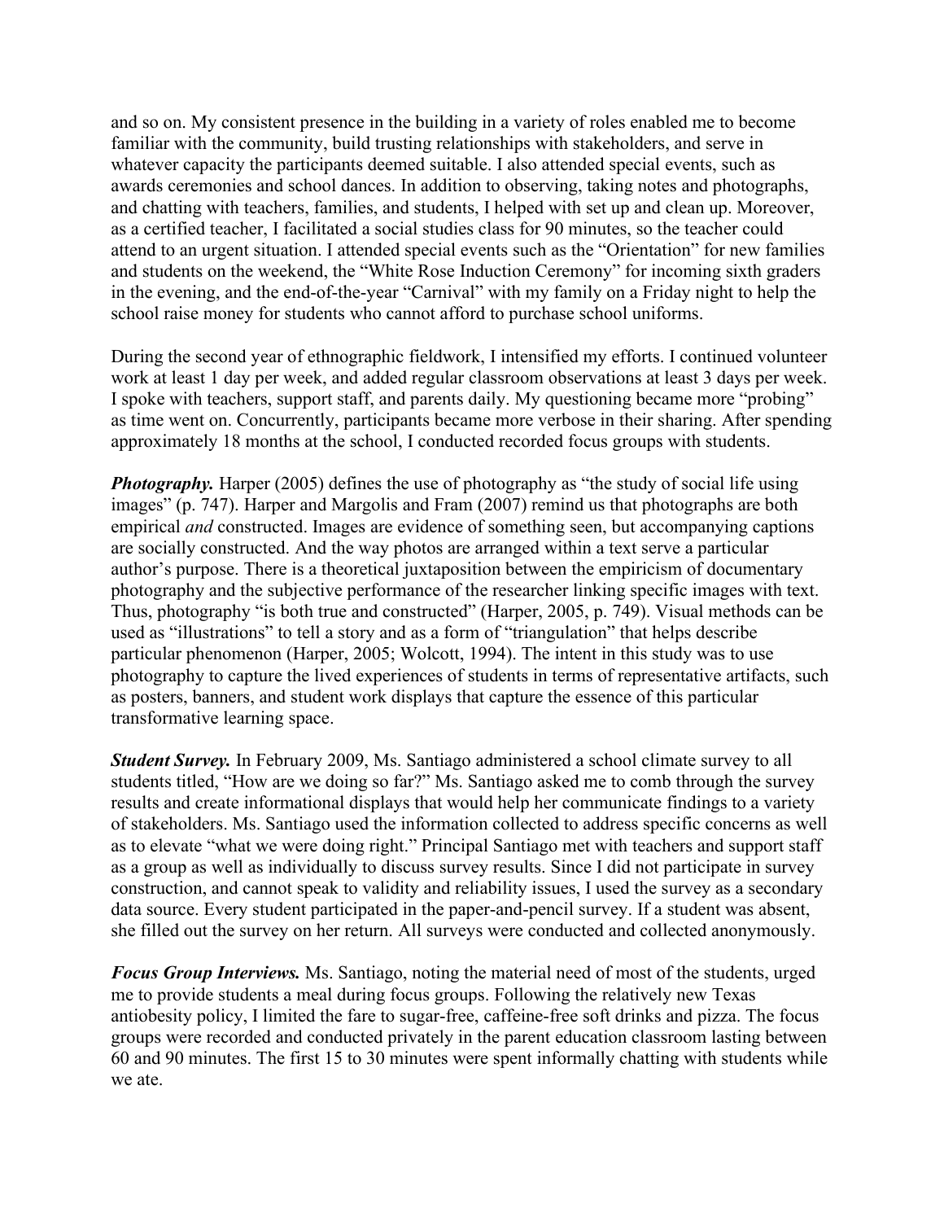and so on. My consistent presence in the building in a variety of roles enabled me to become familiar with the community, build trusting relationships with stakeholders, and serve in whatever capacity the participants deemed suitable. I also attended special events, such as awards ceremonies and school dances. In addition to observing, taking notes and photographs, and chatting with teachers, families, and students, I helped with set up and clean up. Moreover, as a certified teacher, I facilitated a social studies class for 90 minutes, so the teacher could attend to an urgent situation. I attended special events such as the "Orientation" for new families and students on the weekend, the "White Rose Induction Ceremony" for incoming sixth graders in the evening, and the end-of-the-year "Carnival" with my family on a Friday night to help the school raise money for students who cannot afford to purchase school uniforms.

During the second year of ethnographic fieldwork, I intensified my efforts. I continued volunteer work at least 1 day per week, and added regular classroom observations at least 3 days per week. I spoke with teachers, support staff, and parents daily. My questioning became more "probing" as time went on. Concurrently, participants became more verbose in their sharing. After spending approximately 18 months at the school, I conducted recorded focus groups with students.

***Photography.*** Harper (2005) defines the use of photography as "the study of social life using images" (p. 747). Harper and Margolis and Fram (2007) remind us that photographs are both empirical *and* constructed. Images are evidence of something seen, but accompanying captions are socially constructed. And the way photos are arranged within a text serve a particular author's purpose. There is a theoretical juxtaposition between the empiricism of documentary photography and the subjective performance of the researcher linking specific images with text. Thus, photography "is both true and constructed" (Harper, 2005, p. 749). Visual methods can be used as "illustrations" to tell a story and as a form of "triangulation" that helps describe particular phenomenon (Harper, 2005; Wolcott, 1994). The intent in this study was to use photography to capture the lived experiences of students in terms of representative artifacts, such as posters, banners, and student work displays that capture the essence of this particular transformative learning space.

***Student Survey.*** In February 2009, Ms. Santiago administered a school climate survey to all students titled, "How are we doing so far?" Ms. Santiago asked me to comb through the survey results and create informational displays that would help her communicate findings to a variety of stakeholders. Ms. Santiago used the information collected to address specific concerns as well as to elevate "what we were doing right." Principal Santiago met with teachers and support staff as a group as well as individually to discuss survey results. Since I did not participate in survey construction, and cannot speak to validity and reliability issues, I used the survey as a secondary data source. Every student participated in the paper-and-pencil survey. If a student was absent, she filled out the survey on her return. All surveys were conducted and collected anonymously.

***Focus Group Interviews.*** Ms. Santiago, noting the material need of most of the students, urged me to provide students a meal during focus groups. Following the relatively new Texas antiobesity policy, I limited the fare to sugar-free, caffeine-free soft drinks and pizza. The focus groups were recorded and conducted privately in the parent education classroom lasting between 60 and 90 minutes. The first 15 to 30 minutes were spent informally chatting with students while we ate.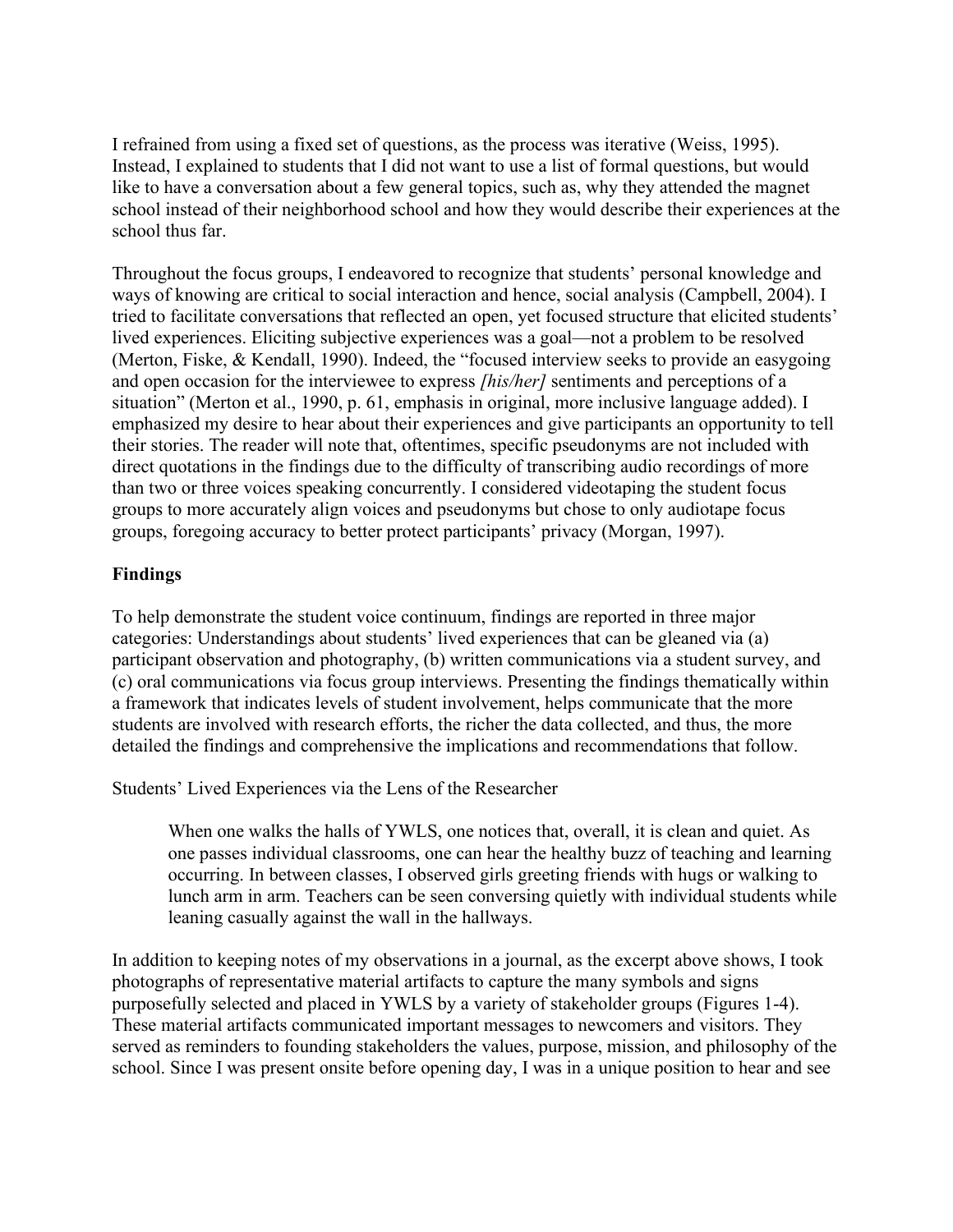I refrained from using a fixed set of questions, as the process was iterative (Weiss, 1995). Instead, I explained to students that I did not want to use a list of formal questions, but would like to have a conversation about a few general topics, such as, why they attended the magnet school instead of their neighborhood school and how they would describe their experiences at the school thus far.

Throughout the focus groups, I endeavored to recognize that students' personal knowledge and ways of knowing are critical to social interaction and hence, social analysis (Campbell, 2004). I tried to facilitate conversations that reflected an open, yet focused structure that elicited students' lived experiences. Eliciting subjective experiences was a goal—not a problem to be resolved (Merton, Fiske, & Kendall, 1990). Indeed, the "focused interview seeks to provide an easygoing and open occasion for the interviewee to express *[his/her]* sentiments and perceptions of a situation" (Merton et al., 1990, p. 61, emphasis in original, more inclusive language added). I emphasized my desire to hear about their experiences and give participants an opportunity to tell their stories. The reader will note that, oftentimes, specific pseudonyms are not included with direct quotations in the findings due to the difficulty of transcribing audio recordings of more than two or three voices speaking concurrently. I considered videotaping the student focus groups to more accurately align voices and pseudonyms but chose to only audiotape focus groups, foregoing accuracy to better protect participants' privacy (Morgan, 1997).

## Findings

To help demonstrate the student voice continuum, findings are reported in three major categories: Understandings about students' lived experiences that can be gleaned via (a) participant observation and photography, (b) written communications via a student survey, and (c) oral communications via focus group interviews. Presenting the findings thematically within a framework that indicates levels of student involvement, helps communicate that the more students are involved with research efforts, the richer the data collected, and thus, the more detailed the findings and comprehensive the implications and recommendations that follow.

### Students' Lived Experiences via the Lens of the Researcher

> When one walks the halls of YWLS, one notices that, overall, it is clean and quiet. As one passes individual classrooms, one can hear the healthy buzz of teaching and learning occurring. In between classes, I observed girls greeting friends with hugs or walking to lunch arm in arm. Teachers can be seen conversing quietly with individual students while leaning casually against the wall in the hallways.

In addition to keeping notes of my observations in a journal, as the excerpt above shows, I took photographs of representative material artifacts to capture the many symbols and signs purposefully selected and placed in YWLS by a variety of stakeholder groups (Figures 1-4). These material artifacts communicated important messages to newcomers and visitors. They served as reminders to founding stakeholders the values, purpose, mission, and philosophy of the school. Since I was present onsite before opening day, I was in a unique position to hear and see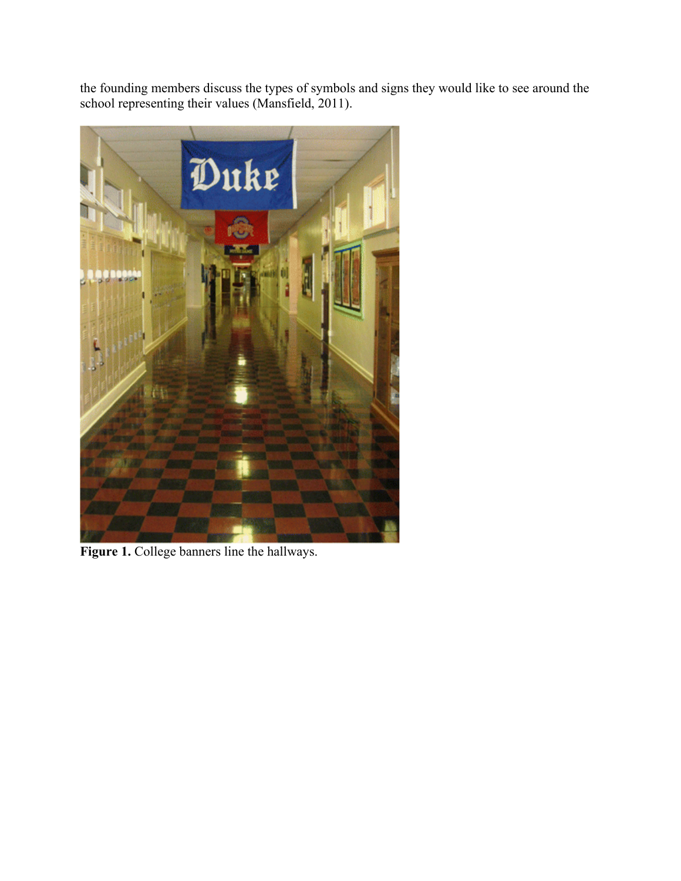the founding members discuss the types of symbols and signs they would like to see around the school representing their values (Mansfield, 2011).

**Figure 1.** College banners line the hallways.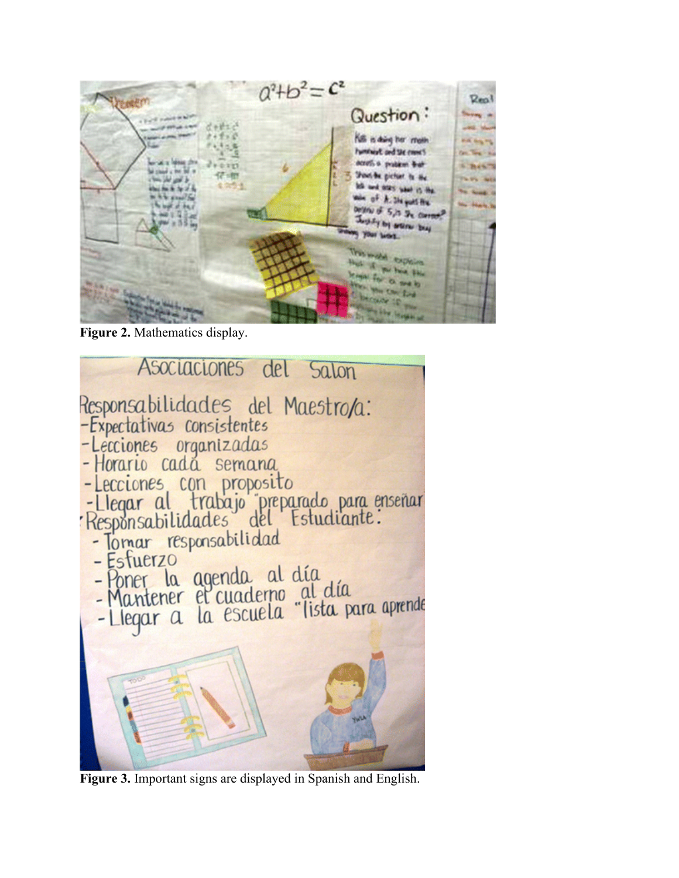**Figure 2.** Mathematics display.

**Figure 3.** Important signs are displayed in Spanish and English.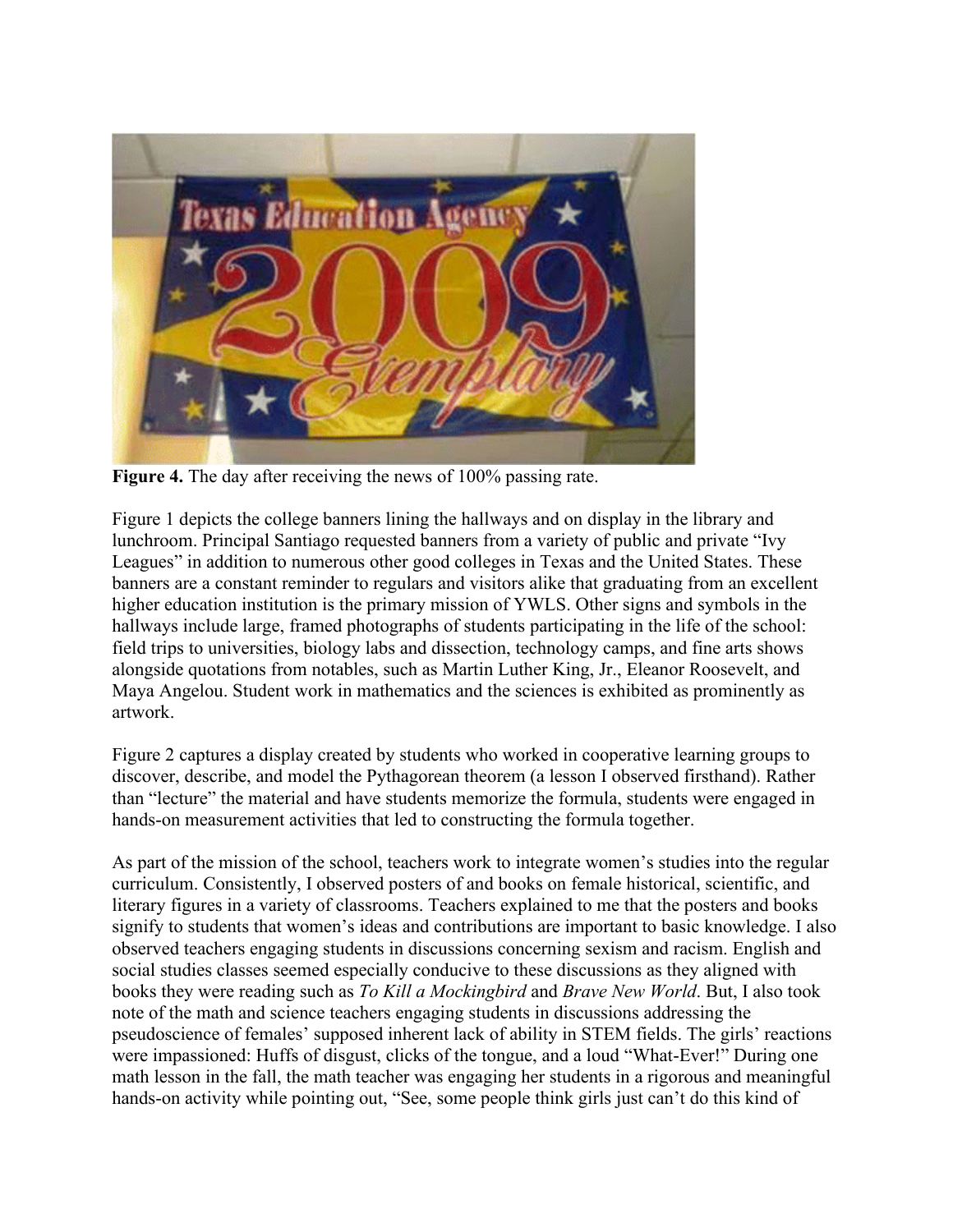**Figure 4.** The day after receiving the news of 100% passing rate.

Figure 1 depicts the college banners lining the hallways and on display in the library and lunchroom. Principal Santiago requested banners from a variety of public and private "Ivy Leagues" in addition to numerous other good colleges in Texas and the United States. These banners are a constant reminder to regulars and visitors alike that graduating from an excellent higher education institution is the primary mission of YWLS. Other signs and symbols in the hallways include large, framed photographs of students participating in the life of the school: field trips to universities, biology labs and dissection, technology camps, and fine arts shows alongside quotations from notables, such as Martin Luther King, Jr., Eleanor Roosevelt, and Maya Angelou. Student work in mathematics and the sciences is exhibited as prominently as artwork.

Figure 2 captures a display created by students who worked in cooperative learning groups to discover, describe, and model the Pythagorean theorem (a lesson I observed firsthand). Rather than "lecture" the material and have students memorize the formula, students were engaged in hands-on measurement activities that led to constructing the formula together.

As part of the mission of the school, teachers work to integrate women's studies into the regular curriculum. Consistently, I observed posters of and books on female historical, scientific, and literary figures in a variety of classrooms. Teachers explained to me that the posters and books signify to students that women's ideas and contributions are important to basic knowledge. I also observed teachers engaging students in discussions concerning sexism and racism. English and social studies classes seemed especially conducive to these discussions as they aligned with books they were reading such as *To Kill a Mockingbird* and *Brave New World*. But, I also took note of the math and science teachers engaging students in discussions addressing the pseudoscience of females' supposed inherent lack of ability in STEM fields. The girls' reactions were impassioned: Huffs of disgust, clicks of the tongue, and a loud "What-Ever!" During one math lesson in the fall, the math teacher was engaging her students in a rigorous and meaningful hands-on activity while pointing out, "See, some people think girls just can't do this kind of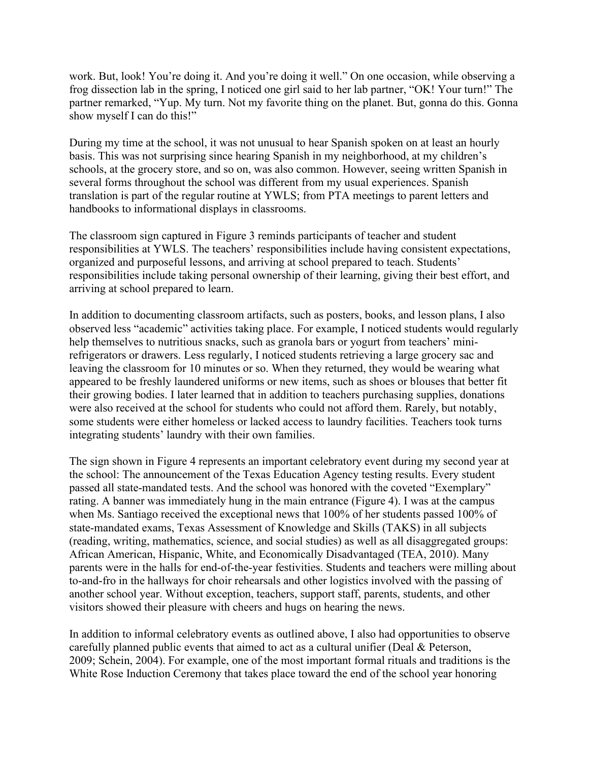work. But, look! You're doing it. And you're doing it well." On one occasion, while observing a frog dissection lab in the spring, I noticed one girl said to her lab partner, "OK! Your turn!" The partner remarked, "Yup. My turn. Not my favorite thing on the planet. But, gonna do this. Gonna show myself I can do this!"

During my time at the school, it was not unusual to hear Spanish spoken on at least an hourly basis. This was not surprising since hearing Spanish in my neighborhood, at my children's schools, at the grocery store, and so on, was also common. However, seeing written Spanish in several forms throughout the school was different from my usual experiences. Spanish translation is part of the regular routine at YWLS; from PTA meetings to parent letters and handbooks to informational displays in classrooms.

The classroom sign captured in Figure 3 reminds participants of teacher and student responsibilities at YWLS. The teachers' responsibilities include having consistent expectations, organized and purposeful lessons, and arriving at school prepared to teach. Students' responsibilities include taking personal ownership of their learning, giving their best effort, and arriving at school prepared to learn.

In addition to documenting classroom artifacts, such as posters, books, and lesson plans, I also observed less "academic" activities taking place. For example, I noticed students would regularly help themselves to nutritious snacks, such as granola bars or yogurt from teachers' mini-refrigerators or drawers. Less regularly, I noticed students retrieving a large grocery sac and leaving the classroom for 10 minutes or so. When they returned, they would be wearing what appeared to be freshly laundered uniforms or new items, such as shoes or blouses that better fit their growing bodies. I later learned that in addition to teachers purchasing supplies, donations were also received at the school for students who could not afford them. Rarely, but notably, some students were either homeless or lacked access to laundry facilities. Teachers took turns integrating students' laundry with their own families.

The sign shown in Figure 4 represents an important celebratory event during my second year at the school: The announcement of the Texas Education Agency testing results. Every student passed all state-mandated tests. And the school was honored with the coveted "Exemplary" rating. A banner was immediately hung in the main entrance (Figure 4). I was at the campus when Ms. Santiago received the exceptional news that 100% of her students passed 100% of state-mandated exams, Texas Assessment of Knowledge and Skills (TAKS) in all subjects (reading, writing, mathematics, science, and social studies) as well as all disaggregated groups: African American, Hispanic, White, and Economically Disadvantaged (TEA, 2010). Many parents were in the halls for end-of-the-year festivities. Students and teachers were milling about to-and-fro in the hallways for choir rehearsals and other logistics involved with the passing of another school year. Without exception, teachers, support staff, parents, students, and other visitors showed their pleasure with cheers and hugs on hearing the news.

In addition to informal celebratory events as outlined above, I also had opportunities to observe carefully planned public events that aimed to act as a cultural unifier (Deal & Peterson, 2009; Schein, 2004). For example, one of the most important formal rituals and traditions is the White Rose Induction Ceremony that takes place toward the end of the school year honoring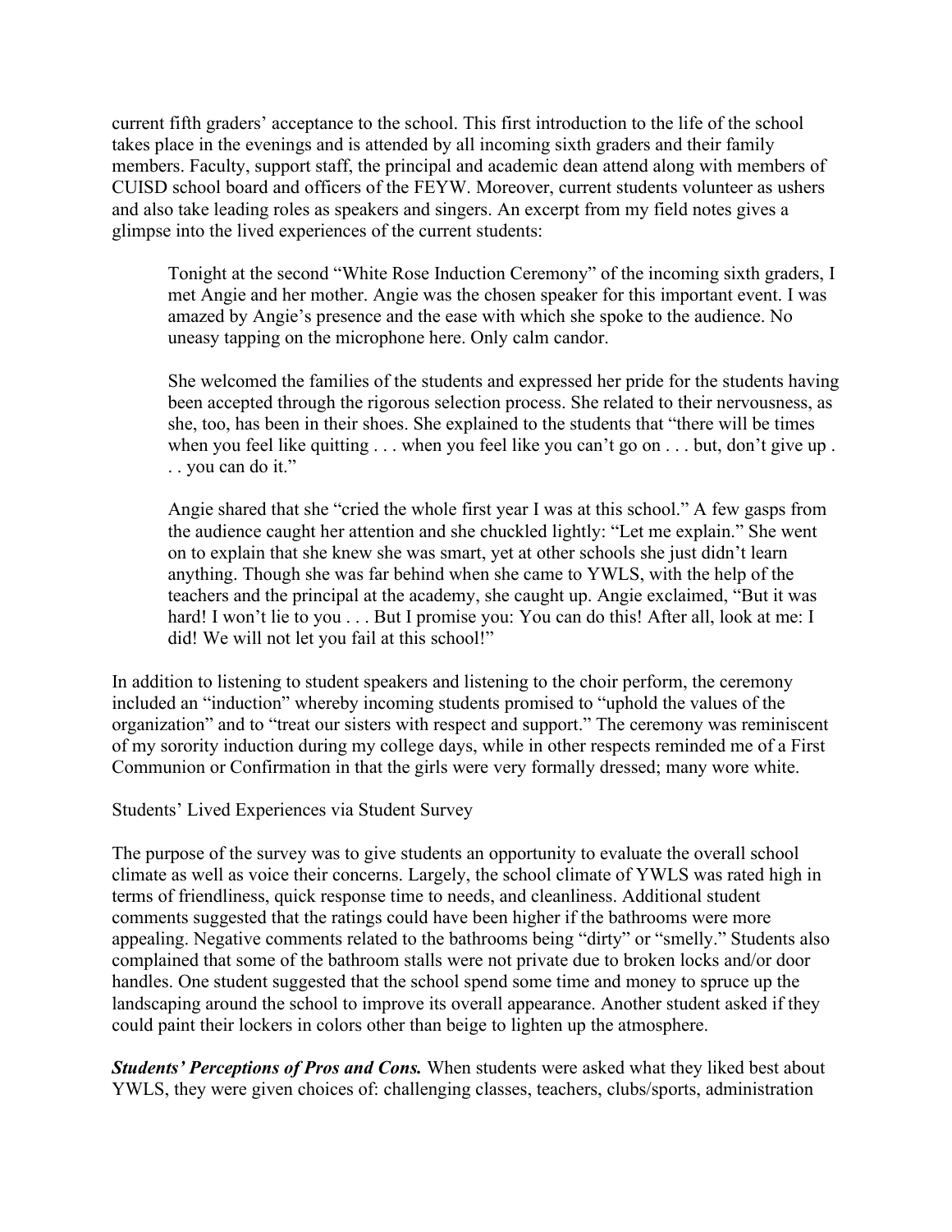current fifth graders' acceptance to the school. This first introduction to the life of the school takes place in the evenings and is attended by all incoming sixth graders and their family members. Faculty, support staff, the principal and academic dean attend along with members of CUISD school board and officers of the FEYW. Moreover, current students volunteer as ushers and also take leading roles as speakers and singers. An excerpt from my field notes gives a glimpse into the lived experiences of the current students:

> Tonight at the second "White Rose Induction Ceremony" of the incoming sixth graders, I met Angie and her mother. Angie was the chosen speaker for this important event. I was amazed by Angie's presence and the ease with which she spoke to the audience. No uneasy tapping on the microphone here. Only calm candor.
>
> She welcomed the families of the students and expressed her pride for the students having been accepted through the rigorous selection process. She related to their nervousness, as she, too, has been in their shoes. She explained to the students that "there will be times when you feel like quitting . . . when you feel like you can't go on . . . but, don't give up . . . you can do it."
>
> Angie shared that she "cried the whole first year I was at this school." A few gasps from the audience caught her attention and she chuckled lightly: "Let me explain." She went on to explain that she knew she was smart, yet at other schools she just didn't learn anything. Though she was far behind when she came to YWLS, with the help of the teachers and the principal at the academy, she caught up. Angie exclaimed, "But it was hard! I won't lie to you . . . But I promise you: You can do this! After all, look at me: I did! We will not let you fail at this school!"

In addition to listening to student speakers and listening to the choir perform, the ceremony included an "induction" whereby incoming students promised to "uphold the values of the organization" and to "treat our sisters with respect and support." The ceremony was reminiscent of my sorority induction during my college days, while in other respects reminded me of a First Communion or Confirmation in that the girls were very formally dressed; many wore white.

Students' Lived Experiences via Student Survey

The purpose of the survey was to give students an opportunity to evaluate the overall school climate as well as voice their concerns. Largely, the school climate of YWLS was rated high in terms of friendliness, quick response time to needs, and cleanliness. Additional student comments suggested that the ratings could have been higher if the bathrooms were more appealing. Negative comments related to the bathrooms being "dirty" or "smelly." Students also complained that some of the bathroom stalls were not private due to broken locks and/or door handles. One student suggested that the school spend some time and money to spruce up the landscaping around the school to improve its overall appearance. Another student asked if they could paint their lockers in colors other than beige to lighten up the atmosphere.

***Students' Perceptions of Pros and Cons.*** When students were asked what they liked best about YWLS, they were given choices of: challenging classes, teachers, clubs/sports, administration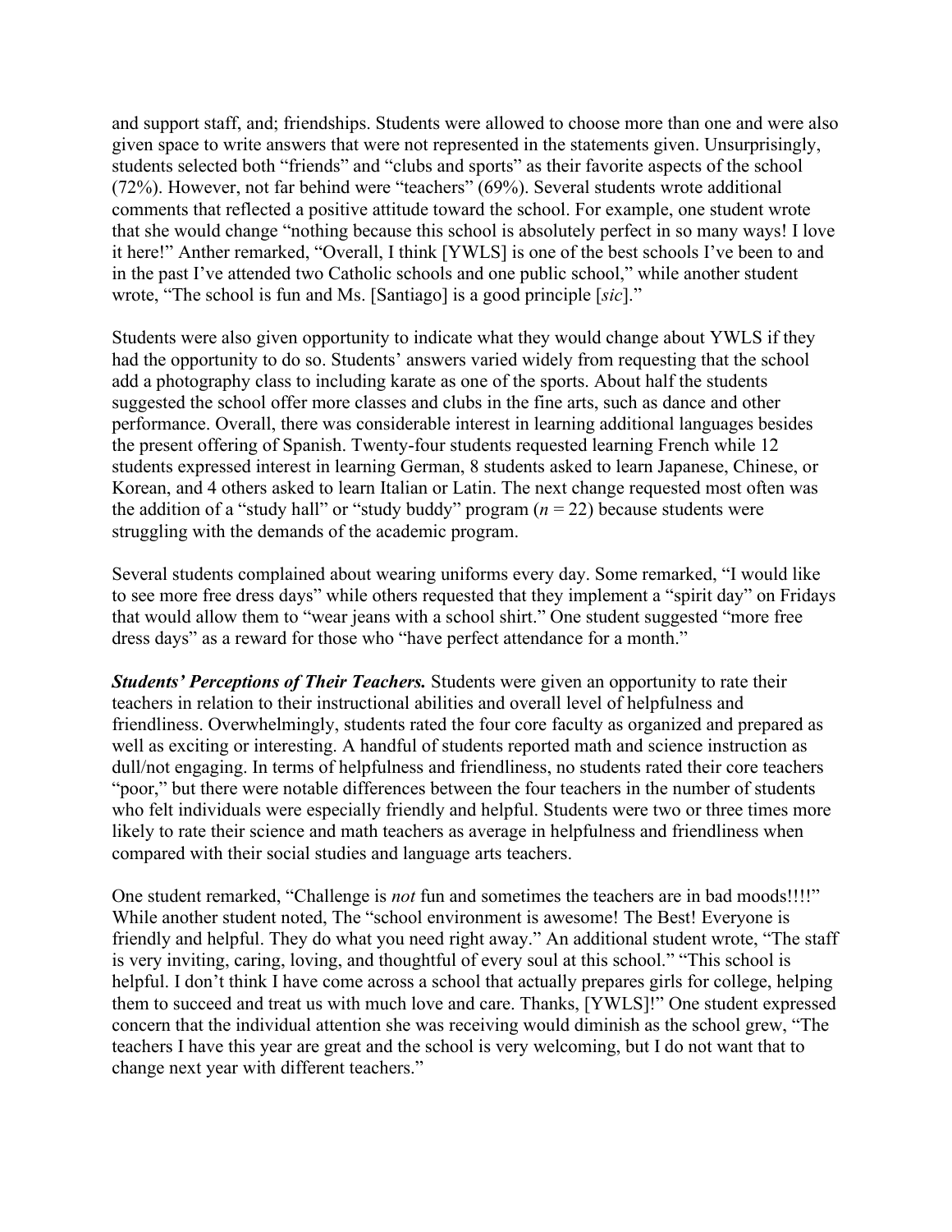and support staff, and; friendships. Students were allowed to choose more than one and were also given space to write answers that were not represented in the statements given. Unsurprisingly, students selected both "friends" and "clubs and sports" as their favorite aspects of the school (72%). However, not far behind were "teachers" (69%). Several students wrote additional comments that reflected a positive attitude toward the school. For example, one student wrote that she would change "nothing because this school is absolutely perfect in so many ways! I love it here!" Anther remarked, "Overall, I think [YWLS] is one of the best schools I've been to and in the past I've attended two Catholic schools and one public school," while another student wrote, "The school is fun and Ms. [Santiago] is a good principle [*sic*]."

Students were also given opportunity to indicate what they would change about YWLS if they had the opportunity to do so. Students' answers varied widely from requesting that the school add a photography class to including karate as one of the sports. About half the students suggested the school offer more classes and clubs in the fine arts, such as dance and other performance. Overall, there was considerable interest in learning additional languages besides the present offering of Spanish. Twenty-four students requested learning French while 12 students expressed interest in learning German, 8 students asked to learn Japanese, Chinese, or Korean, and 4 others asked to learn Italian or Latin. The next change requested most often was the addition of a "study hall" or "study buddy" program ($n = 22$) because students were struggling with the demands of the academic program.

Several students complained about wearing uniforms every day. Some remarked, "I would like to see more free dress days" while others requested that they implement a "spirit day" on Fridays that would allow them to "wear jeans with a school shirt." One student suggested "more free dress days" as a reward for those who "have perfect attendance for a month."

***Students' Perceptions of Their Teachers.*** Students were given an opportunity to rate their teachers in relation to their instructional abilities and overall level of helpfulness and friendliness. Overwhelmingly, students rated the four core faculty as organized and prepared as well as exciting or interesting. A handful of students reported math and science instruction as dull/not engaging. In terms of helpfulness and friendliness, no students rated their core teachers "poor," but there were notable differences between the four teachers in the number of students who felt individuals were especially friendly and helpful. Students were two or three times more likely to rate their science and math teachers as average in helpfulness and friendliness when compared with their social studies and language arts teachers.

One student remarked, "Challenge is *not* fun and sometimes the teachers are in bad moods!!!!" While another student noted, The "school environment is awesome! The Best! Everyone is friendly and helpful. They do what you need right away." An additional student wrote, "The staff is very inviting, caring, loving, and thoughtful of every soul at this school." "This school is helpful. I don't think I have come across a school that actually prepares girls for college, helping them to succeed and treat us with much love and care. Thanks, [YWLS]!" One student expressed concern that the individual attention she was receiving would diminish as the school grew, "The teachers I have this year are great and the school is very welcoming, but I do not want that to change next year with different teachers."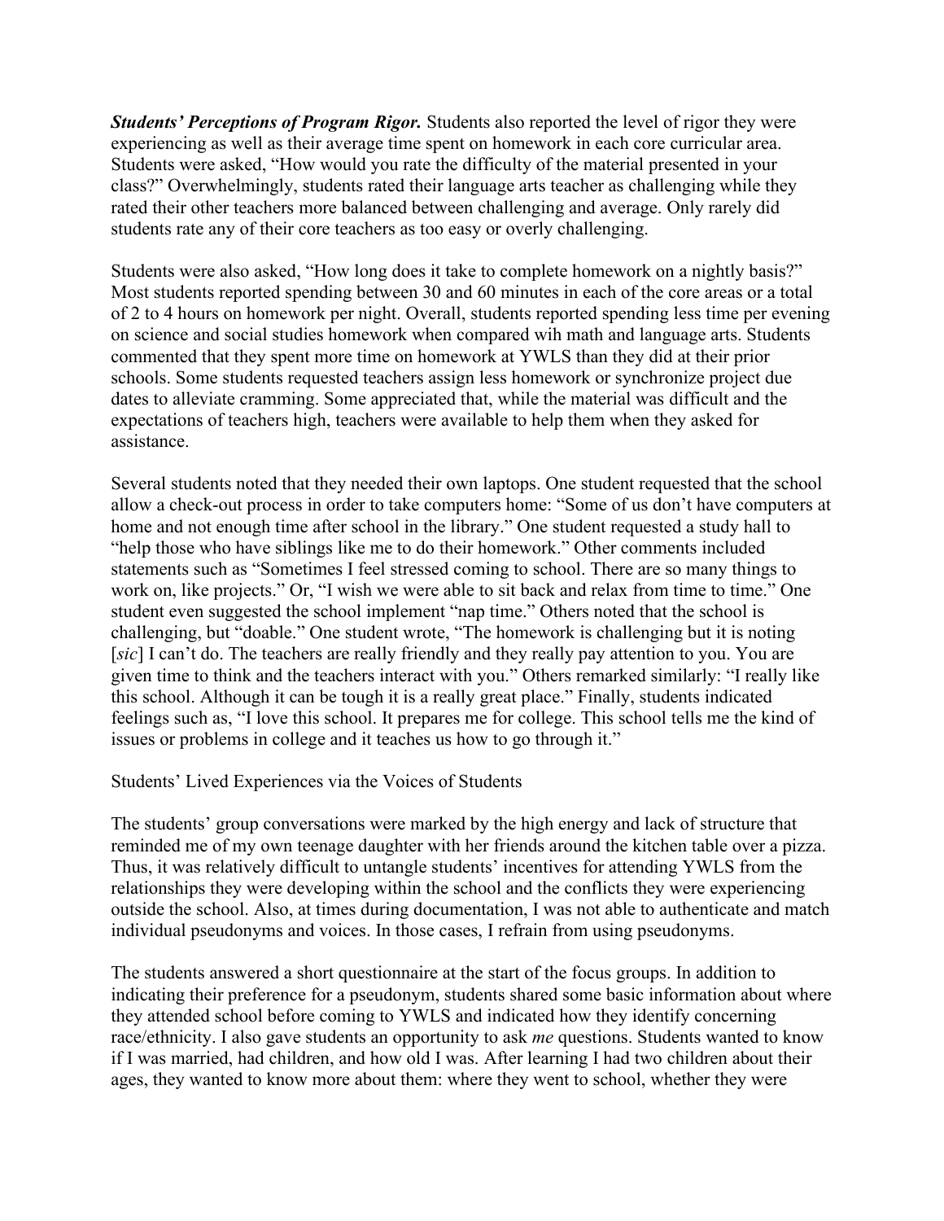***Students' Perceptions of Program Rigor.*** Students also reported the level of rigor they were experiencing as well as their average time spent on homework in each core curricular area. Students were asked, "How would you rate the difficulty of the material presented in your class?" Overwhelmingly, students rated their language arts teacher as challenging while they rated their other teachers more balanced between challenging and average. Only rarely did students rate any of their core teachers as too easy or overly challenging.

Students were also asked, "How long does it take to complete homework on a nightly basis?" Most students reported spending between 30 and 60 minutes in each of the core areas or a total of 2 to 4 hours on homework per night. Overall, students reported spending less time per evening on science and social studies homework when compared wih math and language arts. Students commented that they spent more time on homework at YWLS than they did at their prior schools. Some students requested teachers assign less homework or synchronize project due dates to alleviate cramming. Some appreciated that, while the material was difficult and the expectations of teachers high, teachers were available to help them when they asked for assistance.

Several students noted that they needed their own laptops. One student requested that the school allow a check-out process in order to take computers home: "Some of us don't have computers at home and not enough time after school in the library." One student requested a study hall to "help those who have siblings like me to do their homework." Other comments included statements such as "Sometimes I feel stressed coming to school. There are so many things to work on, like projects." Or, "I wish we were able to sit back and relax from time to time." One student even suggested the school implement "nap time." Others noted that the school is challenging, but "doable." One student wrote, "The homework is challenging but it is noting [*sic*] I can't do. The teachers are really friendly and they really pay attention to you. You are given time to think and the teachers interact with you." Others remarked similarly: "I really like this school. Although it can be tough it is a really great place." Finally, students indicated feelings such as, "I love this school. It prepares me for college. This school tells me the kind of issues or problems in college and it teaches us how to go through it."

Students' Lived Experiences via the Voices of Students

The students' group conversations were marked by the high energy and lack of structure that reminded me of my own teenage daughter with her friends around the kitchen table over a pizza. Thus, it was relatively difficult to untangle students' incentives for attending YWLS from the relationships they were developing within the school and the conflicts they were experiencing outside the school. Also, at times during documentation, I was not able to authenticate and match individual pseudonyms and voices. In those cases, I refrain from using pseudonyms.

The students answered a short questionnaire at the start of the focus groups. In addition to indicating their preference for a pseudonym, students shared some basic information about where they attended school before coming to YWLS and indicated how they identify concerning race/ethnicity. I also gave students an opportunity to ask *me* questions. Students wanted to know if I was married, had children, and how old I was. After learning I had two children about their ages, they wanted to know more about them: where they went to school, whether they were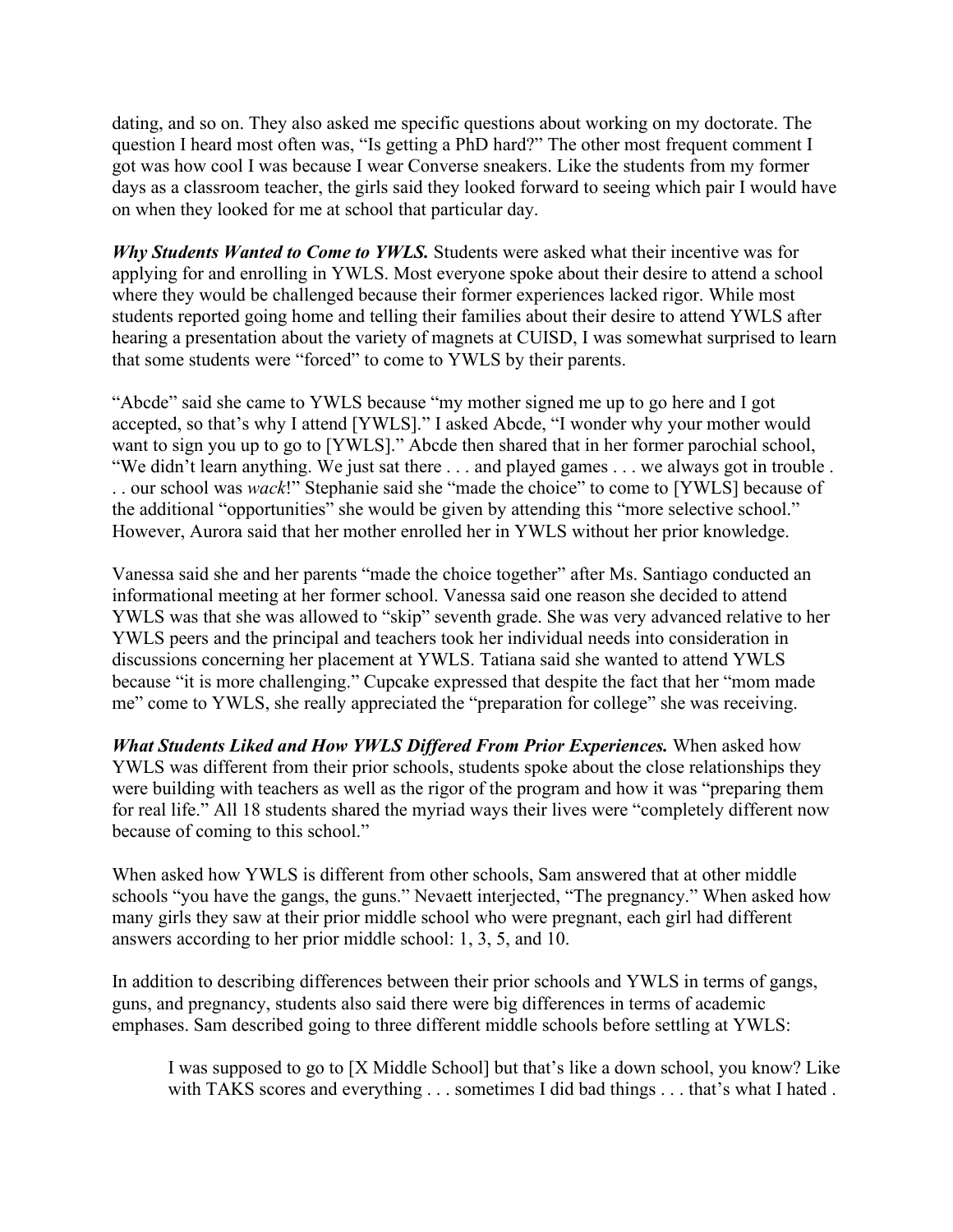dating, and so on. They also asked me specific questions about working on my doctorate. The question I heard most often was, "Is getting a PhD hard?" The other most frequent comment I got was how cool I was because I wear Converse sneakers. Like the students from my former days as a classroom teacher, the girls said they looked forward to seeing which pair I would have on when they looked for me at school that particular day.

***Why Students Wanted to Come to YWLS.*** Students were asked what their incentive was for applying for and enrolling in YWLS. Most everyone spoke about their desire to attend a school where they would be challenged because their former experiences lacked rigor. While most students reported going home and telling their families about their desire to attend YWLS after hearing a presentation about the variety of magnets at CUISD, I was somewhat surprised to learn that some students were "forced" to come to YWLS by their parents.

"Abcde" said she came to YWLS because "my mother signed me up to go here and I got accepted, so that's why I attend [YWLS]." I asked Abcde, "I wonder why your mother would want to sign you up to go to [YWLS]." Abcde then shared that in her former parochial school, "We didn't learn anything. We just sat there . . . and played games . . . we always got in trouble . . . our school was *wack*!" Stephanie said she "made the choice" to come to [YWLS] because of the additional "opportunities" she would be given by attending this "more selective school." However, Aurora said that her mother enrolled her in YWLS without her prior knowledge.

Vanessa said she and her parents "made the choice together" after Ms. Santiago conducted an informational meeting at her former school. Vanessa said one reason she decided to attend YWLS was that she was allowed to "skip" seventh grade. She was very advanced relative to her YWLS peers and the principal and teachers took her individual needs into consideration in discussions concerning her placement at YWLS. Tatiana said she wanted to attend YWLS because "it is more challenging." Cupcake expressed that despite the fact that her "mom made me" come to YWLS, she really appreciated the "preparation for college" she was receiving.

***What Students Liked and How YWLS Differed From Prior Experiences.*** When asked how YWLS was different from their prior schools, students spoke about the close relationships they were building with teachers as well as the rigor of the program and how it was "preparing them for real life." All 18 students shared the myriad ways their lives were "completely different now because of coming to this school."

When asked how YWLS is different from other schools, Sam answered that at other middle schools "you have the gangs, the guns." Nevaett interjected, "The pregnancy." When asked how many girls they saw at their prior middle school who were pregnant, each girl had different answers according to her prior middle school: 1, 3, 5, and 10.

In addition to describing differences between their prior schools and YWLS in terms of gangs, guns, and pregnancy, students also said there were big differences in terms of academic emphases. Sam described going to three different middle schools before settling at YWLS:

> I was supposed to go to [X Middle School] but that's like a down school, you know? Like with TAKS scores and everything . . . sometimes I did bad things . . . that's what I hated .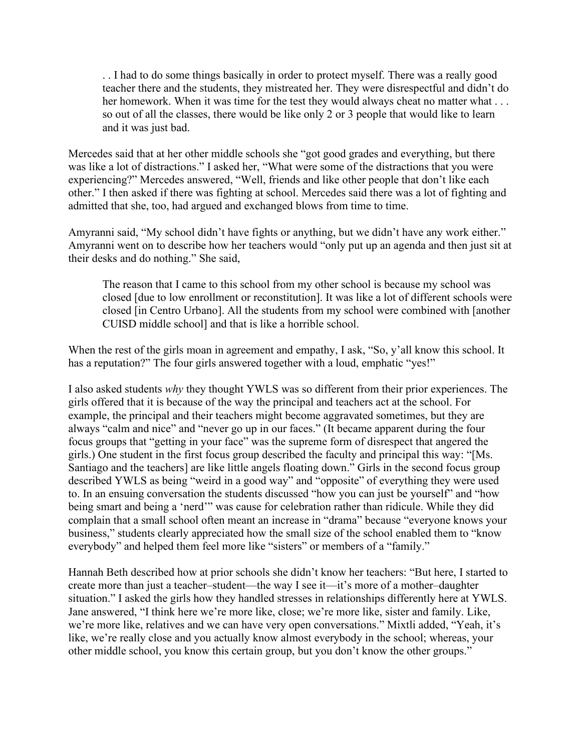> . . I had to do some things basically in order to protect myself. There was a really good teacher there and the students, they mistreated her. They were disrespectful and didn't do her homework. When it was time for the test they would always cheat no matter what . . . so out of all the classes, there would be like only 2 or 3 people that would like to learn and it was just bad.

Mercedes said that at her other middle schools she "got good grades and everything, but there was like a lot of distractions." I asked her, "What were some of the distractions that you were experiencing?" Mercedes answered, "Well, friends and like other people that don't like each other." I then asked if there was fighting at school. Mercedes said there was a lot of fighting and admitted that she, too, had argued and exchanged blows from time to time.

Amyranni said, "My school didn't have fights or anything, but we didn't have any work either." Amyranni went on to describe how her teachers would "only put up an agenda and then just sit at their desks and do nothing." She said,

> The reason that I came to this school from my other school is because my school was closed [due to low enrollment or reconstitution]. It was like a lot of different schools were closed [in Centro Urbano]. All the students from my school were combined with [another CUISD middle school] and that is like a horrible school.

When the rest of the girls moan in agreement and empathy, I ask, "So, y'all know this school. It has a reputation?" The four girls answered together with a loud, emphatic "yes!"

I also asked students *why* they thought YWLS was so different from their prior experiences. The girls offered that it is because of the way the principal and teachers act at the school. For example, the principal and their teachers might become aggravated sometimes, but they are always "calm and nice" and "never go up in our faces." (It became apparent during the four focus groups that "getting in your face" was the supreme form of disrespect that angered the girls.) One student in the first focus group described the faculty and principal this way: "[Ms. Santiago and the teachers] are like little angels floating down." Girls in the second focus group described YWLS as being "weird in a good way" and "opposite" of everything they were used to. In an ensuing conversation the students discussed "how you can just be yourself" and "how being smart and being a 'nerd'" was cause for celebration rather than ridicule. While they did complain that a small school often meant an increase in "drama" because "everyone knows your business," students clearly appreciated how the small size of the school enabled them to "know everybody" and helped them feel more like "sisters" or members of a "family."

Hannah Beth described how at prior schools she didn't know her teachers: "But here, I started to create more than just a teacher–student—the way I see it—it's more of a mother–daughter situation." I asked the girls how they handled stresses in relationships differently here at YWLS. Jane answered, "I think here we're more like, close; we're more like, sister and family. Like, we're more like, relatives and we can have very open conversations." Mixtli added, "Yeah, it's like, we're really close and you actually know almost everybody in the school; whereas, your other middle school, you know this certain group, but you don't know the other groups."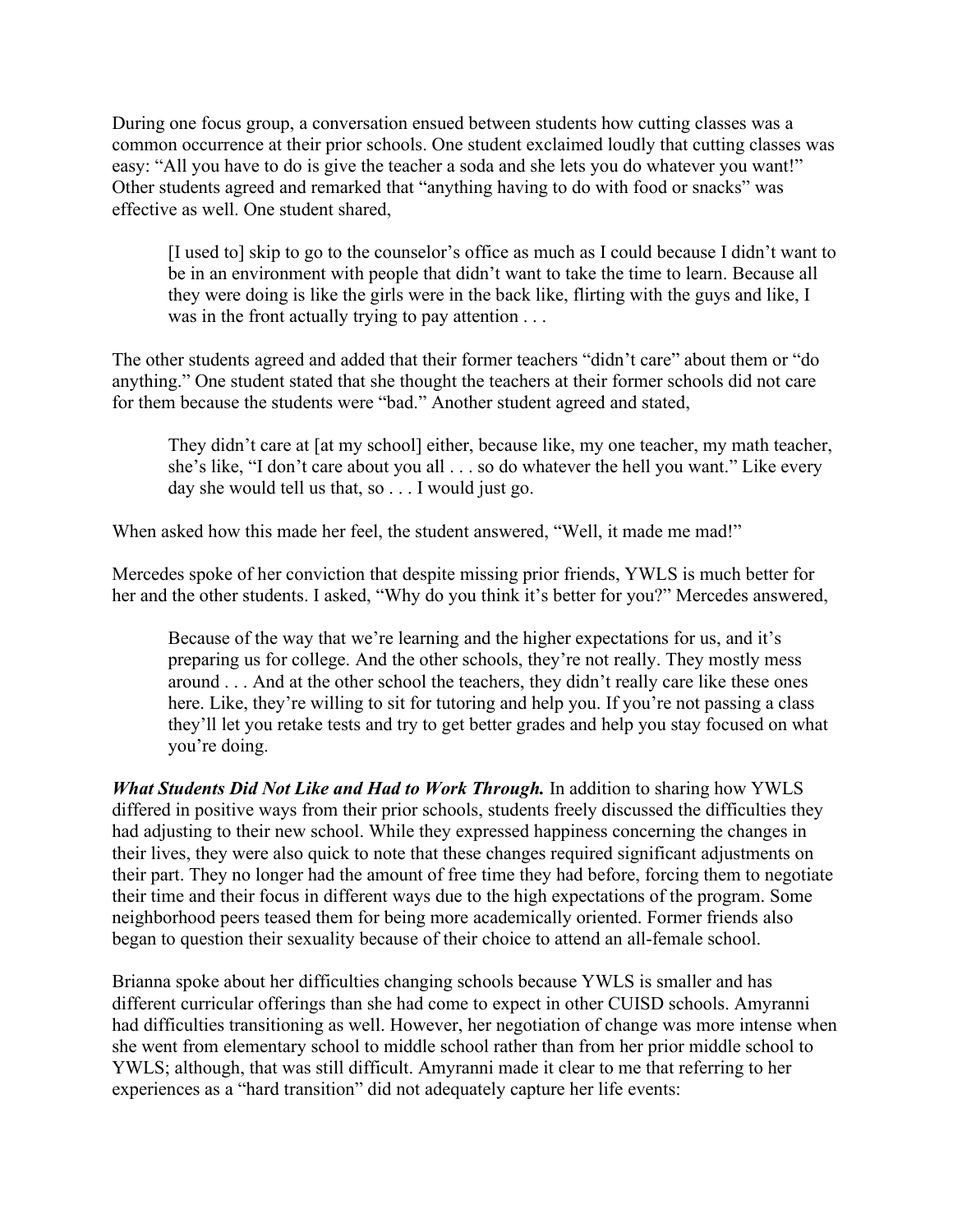During one focus group, a conversation ensued between students how cutting classes was a common occurrence at their prior schools. One student exclaimed loudly that cutting classes was easy: "All you have to do is give the teacher a soda and she lets you do whatever you want!" Other students agreed and remarked that "anything having to do with food or snacks" was effective as well. One student shared,

> [I used to] skip to go to the counselor's office as much as I could because I didn't want to be in an environment with people that didn't want to take the time to learn. Because all they were doing is like the girls were in the back like, flirting with the guys and like, I was in the front actually trying to pay attention . . .

The other students agreed and added that their former teachers "didn't care" about them or "do anything." One student stated that she thought the teachers at their former schools did not care for them because the students were "bad." Another student agreed and stated,

> They didn't care at [at my school] either, because like, my one teacher, my math teacher, she's like, "I don't care about you all . . . so do whatever the hell you want." Like every day she would tell us that, so . . . I would just go.

When asked how this made her feel, the student answered, "Well, it made me mad!"

Mercedes spoke of her conviction that despite missing prior friends, YWLS is much better for her and the other students. I asked, "Why do you think it's better for you?" Mercedes answered,

> Because of the way that we're learning and the higher expectations for us, and it's preparing us for college. And the other schools, they're not really. They mostly mess around . . . And at the other school the teachers, they didn't really care like these ones here. Like, they're willing to sit for tutoring and help you. If you're not passing a class they'll let you retake tests and try to get better grades and help you stay focused on what you're doing.

***What Students Did Not Like and Had to Work Through.*** In addition to sharing how YWLS differed in positive ways from their prior schools, students freely discussed the difficulties they had adjusting to their new school. While they expressed happiness concerning the changes in their lives, they were also quick to note that these changes required significant adjustments on their part. They no longer had the amount of free time they had before, forcing them to negotiate their time and their focus in different ways due to the high expectations of the program. Some neighborhood peers teased them for being more academically oriented. Former friends also began to question their sexuality because of their choice to attend an all-female school.

Brianna spoke about her difficulties changing schools because YWLS is smaller and has different curricular offerings than she had come to expect in other CUISD schools. Amyranni had difficulties transitioning as well. However, her negotiation of change was more intense when she went from elementary school to middle school rather than from her prior middle school to YWLS; although, that was still difficult. Amyranni made it clear to me that referring to her experiences as a "hard transition" did not adequately capture her life events: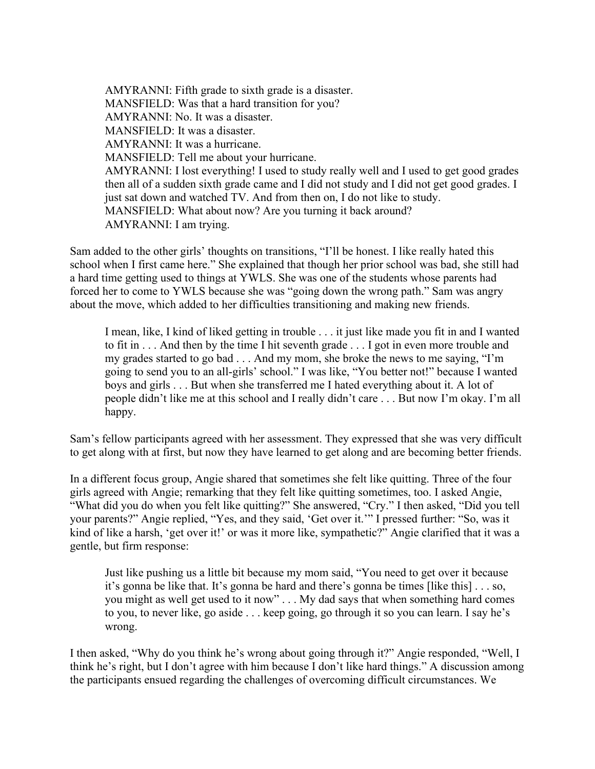> AMYRANNI: Fifth grade to sixth grade is a disaster.
> MANSFIELD: Was that a hard transition for you?
> AMYRANNI: No. It was a disaster.
> MANSFIELD: It was a disaster.
> AMYRANNI: It was a hurricane.
> MANSFIELD: Tell me about your hurricane.
> AMYRANNI: I lost everything! I used to study really well and I used to get good grades then all of a sudden sixth grade came and I did not study and I did not get good grades. I just sat down and watched TV. And from then on, I do not like to study.
> MANSFIELD: What about now? Are you turning it back around?
> AMYRANNI: I am trying.

Sam added to the other girls' thoughts on transitions, "I'll be honest. I like really hated this school when I first came here." She explained that though her prior school was bad, she still had a hard time getting used to things at YWLS. She was one of the students whose parents had forced her to come to YWLS because she was "going down the wrong path." Sam was angry about the move, which added to her difficulties transitioning and making new friends.

> I mean, like, I kind of liked getting in trouble . . . it just like made you fit in and I wanted to fit in . . . And then by the time I hit seventh grade . . . I got in even more trouble and my grades started to go bad . . . And my mom, she broke the news to me saying, "I'm going to send you to an all-girls' school." I was like, "You better not!" because I wanted boys and girls . . . But when she transferred me I hated everything about it. A lot of people didn't like me at this school and I really didn't care . . . But now I'm okay. I'm all happy.

Sam's fellow participants agreed with her assessment. They expressed that she was very difficult to get along with at first, but now they have learned to get along and are becoming better friends.

In a different focus group, Angie shared that sometimes she felt like quitting. Three of the four girls agreed with Angie; remarking that they felt like quitting sometimes, too. I asked Angie, "What did you do when you felt like quitting?" She answered, "Cry." I then asked, "Did you tell your parents?" Angie replied, "Yes, and they said, 'Get over it.'" I pressed further: "So, was it kind of like a harsh, 'get over it!' or was it more like, sympathetic?" Angie clarified that it was a gentle, but firm response:

> Just like pushing us a little bit because my mom said, "You need to get over it because it's gonna be like that. It's gonna be hard and there's gonna be times [like this] . . . so, you might as well get used to it now" . . . My dad says that when something hard comes to you, to never like, go aside . . . keep going, go through it so you can learn. I say he's wrong.

I then asked, "Why do you think he's wrong about going through it?" Angie responded, "Well, I think he's right, but I don't agree with him because I don't like hard things." A discussion among the participants ensued regarding the challenges of overcoming difficult circumstances. We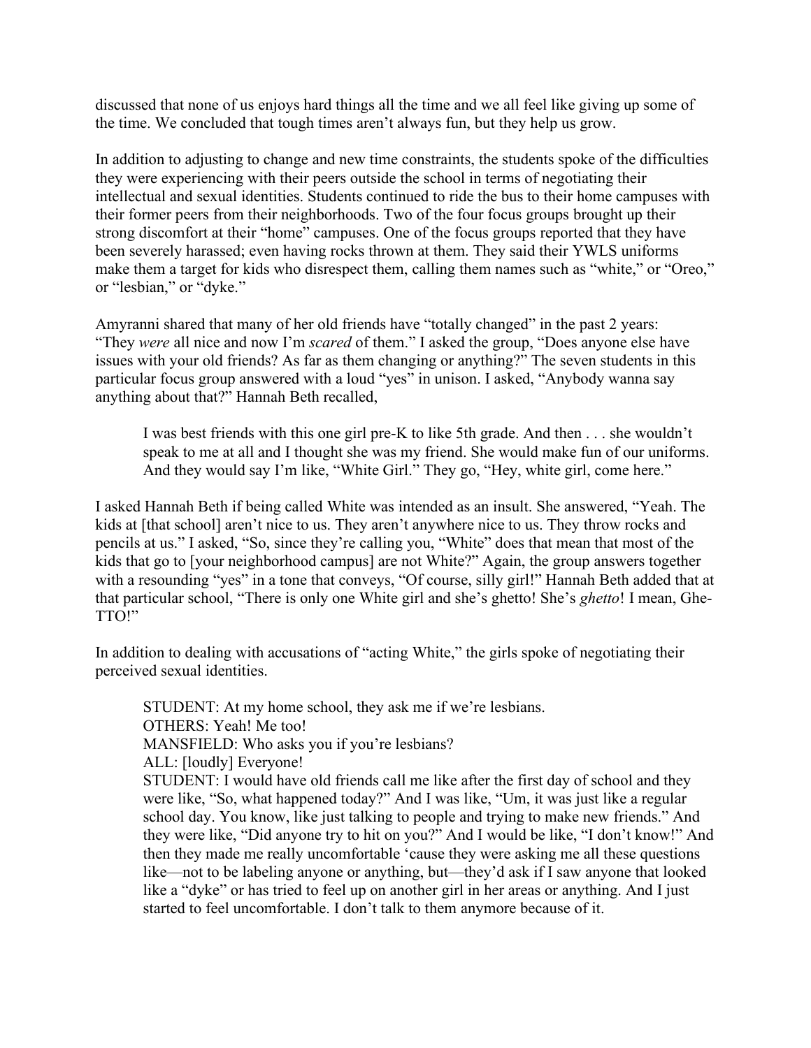discussed that none of us enjoys hard things all the time and we all feel like giving up some of the time. We concluded that tough times aren't always fun, but they help us grow.

In addition to adjusting to change and new time constraints, the students spoke of the difficulties they were experiencing with their peers outside the school in terms of negotiating their intellectual and sexual identities. Students continued to ride the bus to their home campuses with their former peers from their neighborhoods. Two of the four focus groups brought up their strong discomfort at their "home" campuses. One of the focus groups reported that they have been severely harassed; even having rocks thrown at them. They said their YWLS uniforms make them a target for kids who disrespect them, calling them names such as "white," or "Oreo," or "lesbian," or "dyke."

Amyranni shared that many of her old friends have "totally changed" in the past 2 years: "They *were* all nice and now I'm *scared* of them." I asked the group, "Does anyone else have issues with your old friends? As far as them changing or anything?" The seven students in this particular focus group answered with a loud "yes" in unison. I asked, "Anybody wanna say anything about that?" Hannah Beth recalled,

> I was best friends with this one girl pre-K to like 5th grade. And then . . . she wouldn't speak to me at all and I thought she was my friend. She would make fun of our uniforms. And they would say I'm like, "White Girl." They go, "Hey, white girl, come here."

I asked Hannah Beth if being called White was intended as an insult. She answered, "Yeah. The kids at [that school] aren't nice to us. They aren't anywhere nice to us. They throw rocks and pencils at us." I asked, "So, since they're calling you, "White" does that mean that most of the kids that go to [your neighborhood campus] are not White?" Again, the group answers together with a resounding "yes" in a tone that conveys, "Of course, silly girl!" Hannah Beth added that at that particular school, "There is only one White girl and she's ghetto! She's *ghetto*! I mean, Ghe-TTO!"

In addition to dealing with accusations of "acting White," the girls spoke of negotiating their perceived sexual identities.

> STUDENT: At my home school, they ask me if we're lesbians.
> OTHERS: Yeah! Me too!
> MANSFIELD: Who asks you if you're lesbians?
> ALL: [loudly] Everyone!
> STUDENT: I would have old friends call me like after the first day of school and they were like, "So, what happened today?" And I was like, "Um, it was just like a regular school day. You know, like just talking to people and trying to make new friends." And they were like, "Did anyone try to hit on you?" And I would be like, "I don't know!" And then they made me really uncomfortable 'cause they were asking me all these questions like—not to be labeling anyone or anything, but—they'd ask if I saw anyone that looked like a "dyke" or has tried to feel up on another girl in her areas or anything. And I just started to feel uncomfortable. I don't talk to them anymore because of it.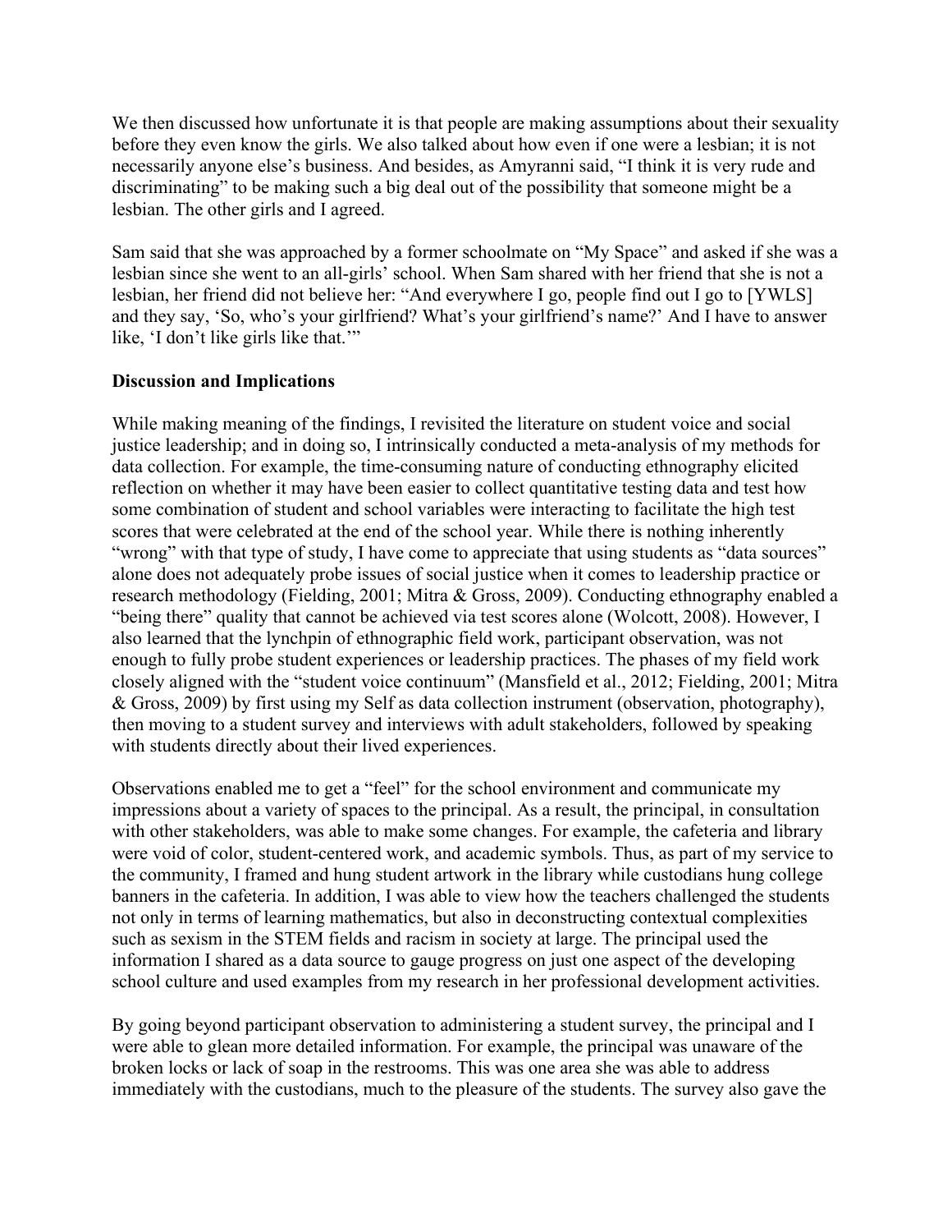We then discussed how unfortunate it is that people are making assumptions about their sexuality before they even know the girls. We also talked about how even if one were a lesbian; it is not necessarily anyone else's business. And besides, as Amyranni said, "I think it is very rude and discriminating" to be making such a big deal out of the possibility that someone might be a lesbian. The other girls and I agreed.

Sam said that she was approached by a former schoolmate on "My Space" and asked if she was a lesbian since she went to an all-girls' school. When Sam shared with her friend that she is not a lesbian, her friend did not believe her: "And everywhere I go, people find out I go to [YWLS] and they say, 'So, who's your girlfriend? What's your girlfriend's name?' And I have to answer like, 'I don't like girls like that.'"

**Discussion and Implications**

While making meaning of the findings, I revisited the literature on student voice and social justice leadership; and in doing so, I intrinsically conducted a meta-analysis of my methods for data collection. For example, the time-consuming nature of conducting ethnography elicited reflection on whether it may have been easier to collect quantitative testing data and test how some combination of student and school variables were interacting to facilitate the high test scores that were celebrated at the end of the school year. While there is nothing inherently "wrong" with that type of study, I have come to appreciate that using students as "data sources" alone does not adequately probe issues of social justice when it comes to leadership practice or research methodology (Fielding, 2001; Mitra & Gross, 2009). Conducting ethnography enabled a "being there" quality that cannot be achieved via test scores alone (Wolcott, 2008). However, I also learned that the lynchpin of ethnographic field work, participant observation, was not enough to fully probe student experiences or leadership practices. The phases of my field work closely aligned with the "student voice continuum" (Mansfield et al., 2012; Fielding, 2001; Mitra & Gross, 2009) by first using my Self as data collection instrument (observation, photography), then moving to a student survey and interviews with adult stakeholders, followed by speaking with students directly about their lived experiences.

Observations enabled me to get a "feel" for the school environment and communicate my impressions about a variety of spaces to the principal. As a result, the principal, in consultation with other stakeholders, was able to make some changes. For example, the cafeteria and library were void of color, student-centered work, and academic symbols. Thus, as part of my service to the community, I framed and hung student artwork in the library while custodians hung college banners in the cafeteria. In addition, I was able to view how the teachers challenged the students not only in terms of learning mathematics, but also in deconstructing contextual complexities such as sexism in the STEM fields and racism in society at large. The principal used the information I shared as a data source to gauge progress on just one aspect of the developing school culture and used examples from my research in her professional development activities.

By going beyond participant observation to administering a student survey, the principal and I were able to glean more detailed information. For example, the principal was unaware of the broken locks or lack of soap in the restrooms. This was one area she was able to address immediately with the custodians, much to the pleasure of the students. The survey also gave the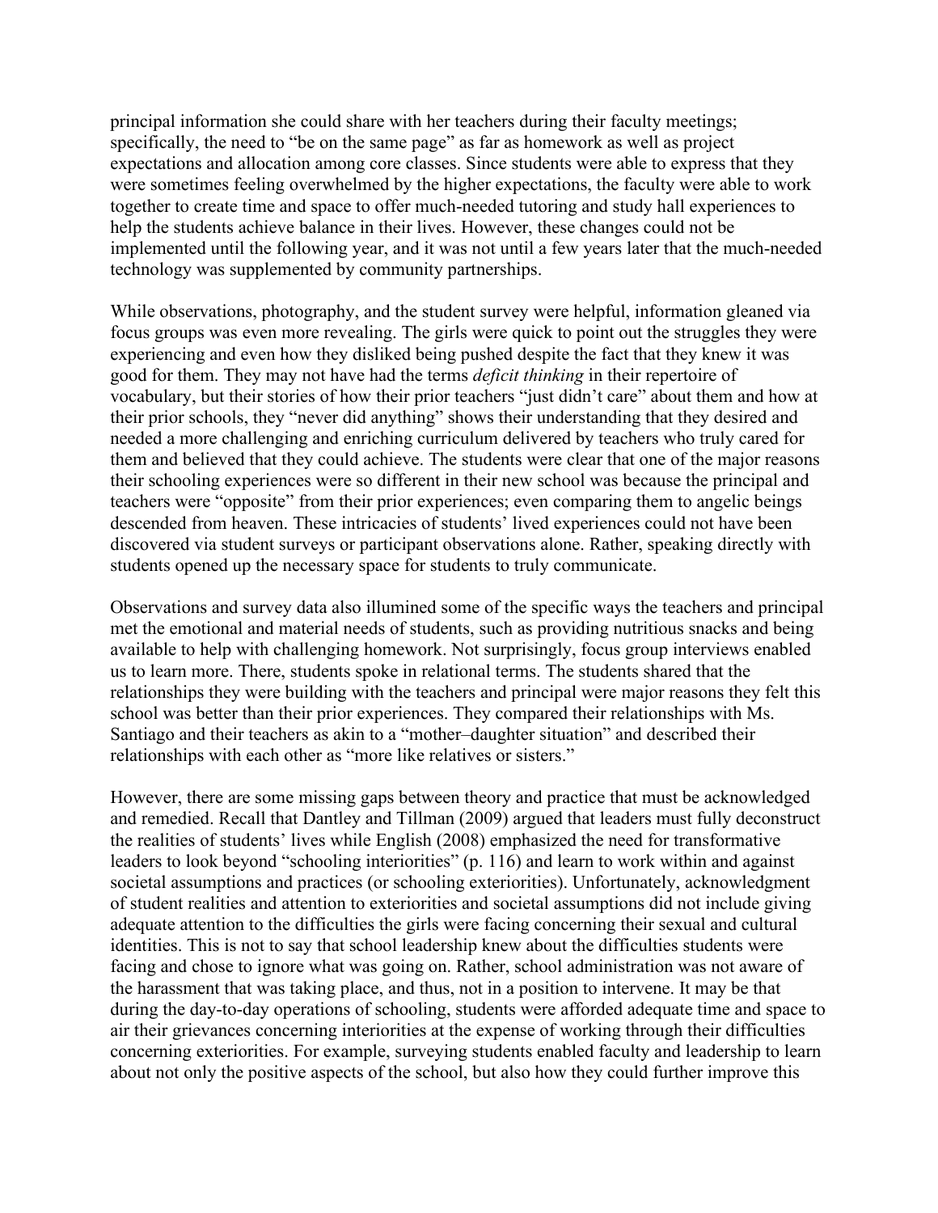principal information she could share with her teachers during their faculty meetings; specifically, the need to "be on the same page" as far as homework as well as project expectations and allocation among core classes. Since students were able to express that they were sometimes feeling overwhelmed by the higher expectations, the faculty were able to work together to create time and space to offer much-needed tutoring and study hall experiences to help the students achieve balance in their lives. However, these changes could not be implemented until the following year, and it was not until a few years later that the much-needed technology was supplemented by community partnerships.

While observations, photography, and the student survey were helpful, information gleaned via focus groups was even more revealing. The girls were quick to point out the struggles they were experiencing and even how they disliked being pushed despite the fact that they knew it was good for them. They may not have had the terms *deficit thinking* in their repertoire of vocabulary, but their stories of how their prior teachers "just didn't care" about them and how at their prior schools, they "never did anything" shows their understanding that they desired and needed a more challenging and enriching curriculum delivered by teachers who truly cared for them and believed that they could achieve. The students were clear that one of the major reasons their schooling experiences were so different in their new school was because the principal and teachers were "opposite" from their prior experiences; even comparing them to angelic beings descended from heaven. These intricacies of students' lived experiences could not have been discovered via student surveys or participant observations alone. Rather, speaking directly with students opened up the necessary space for students to truly communicate.

Observations and survey data also illumined some of the specific ways the teachers and principal met the emotional and material needs of students, such as providing nutritious snacks and being available to help with challenging homework. Not surprisingly, focus group interviews enabled us to learn more. There, students spoke in relational terms. The students shared that the relationships they were building with the teachers and principal were major reasons they felt this school was better than their prior experiences. They compared their relationships with Ms. Santiago and their teachers as akin to a "mother–daughter situation" and described their relationships with each other as "more like relatives or sisters."

However, there are some missing gaps between theory and practice that must be acknowledged and remedied. Recall that Dantley and Tillman (2009) argued that leaders must fully deconstruct the realities of students' lives while English (2008) emphasized the need for transformative leaders to look beyond "schooling interiorities" (p. 116) and learn to work within and against societal assumptions and practices (or schooling exteriorities). Unfortunately, acknowledgment of student realities and attention to exteriorities and societal assumptions did not include giving adequate attention to the difficulties the girls were facing concerning their sexual and cultural identities. This is not to say that school leadership knew about the difficulties students were facing and chose to ignore what was going on. Rather, school administration was not aware of the harassment that was taking place, and thus, not in a position to intervene. It may be that during the day-to-day operations of schooling, students were afforded adequate time and space to air their grievances concerning interiorities at the expense of working through their difficulties concerning exteriorities. For example, surveying students enabled faculty and leadership to learn about not only the positive aspects of the school, but also how they could further improve this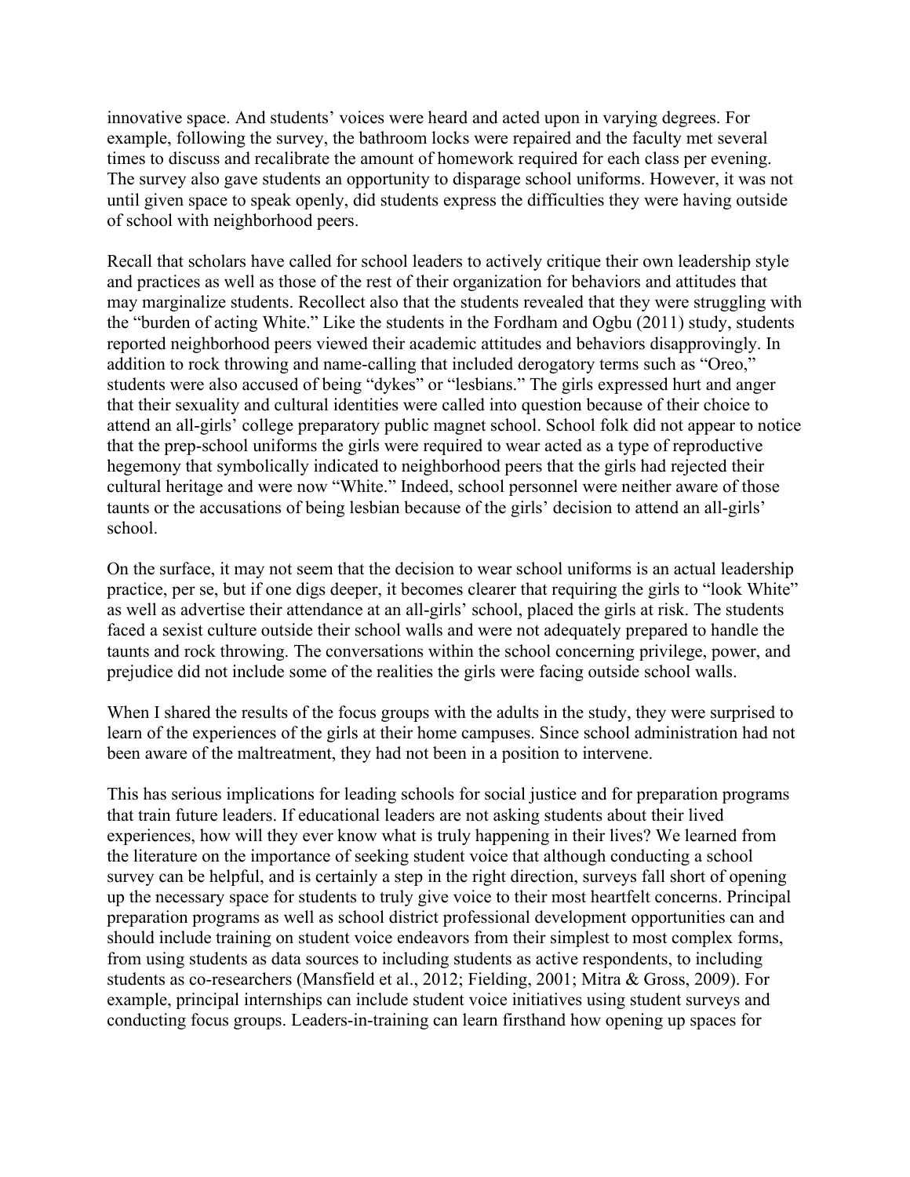innovative space. And students' voices were heard and acted upon in varying degrees. For example, following the survey, the bathroom locks were repaired and the faculty met several times to discuss and recalibrate the amount of homework required for each class per evening. The survey also gave students an opportunity to disparage school uniforms. However, it was not until given space to speak openly, did students express the difficulties they were having outside of school with neighborhood peers.

Recall that scholars have called for school leaders to actively critique their own leadership style and practices as well as those of the rest of their organization for behaviors and attitudes that may marginalize students. Recollect also that the students revealed that they were struggling with the "burden of acting White." Like the students in the Fordham and Ogbu (2011) study, students reported neighborhood peers viewed their academic attitudes and behaviors disapprovingly. In addition to rock throwing and name-calling that included derogatory terms such as "Oreo," students were also accused of being "dykes" or "lesbians." The girls expressed hurt and anger that their sexuality and cultural identities were called into question because of their choice to attend an all-girls' college preparatory public magnet school. School folk did not appear to notice that the prep-school uniforms the girls were required to wear acted as a type of reproductive hegemony that symbolically indicated to neighborhood peers that the girls had rejected their cultural heritage and were now "White." Indeed, school personnel were neither aware of those taunts or the accusations of being lesbian because of the girls' decision to attend an all-girls' school.

On the surface, it may not seem that the decision to wear school uniforms is an actual leadership practice, per se, but if one digs deeper, it becomes clearer that requiring the girls to "look White" as well as advertise their attendance at an all-girls' school, placed the girls at risk. The students faced a sexist culture outside their school walls and were not adequately prepared to handle the taunts and rock throwing. The conversations within the school concerning privilege, power, and prejudice did not include some of the realities the girls were facing outside school walls.

When I shared the results of the focus groups with the adults in the study, they were surprised to learn of the experiences of the girls at their home campuses. Since school administration had not been aware of the maltreatment, they had not been in a position to intervene.

This has serious implications for leading schools for social justice and for preparation programs that train future leaders. If educational leaders are not asking students about their lived experiences, how will they ever know what is truly happening in their lives? We learned from the literature on the importance of seeking student voice that although conducting a school survey can be helpful, and is certainly a step in the right direction, surveys fall short of opening up the necessary space for students to truly give voice to their most heartfelt concerns. Principal preparation programs as well as school district professional development opportunities can and should include training on student voice endeavors from their simplest to most complex forms, from using students as data sources to including students as active respondents, to including students as co-researchers (Mansfield et al., 2012; Fielding, 2001; Mitra & Gross, 2009). For example, principal internships can include student voice initiatives using student surveys and conducting focus groups. Leaders-in-training can learn firsthand how opening up spaces for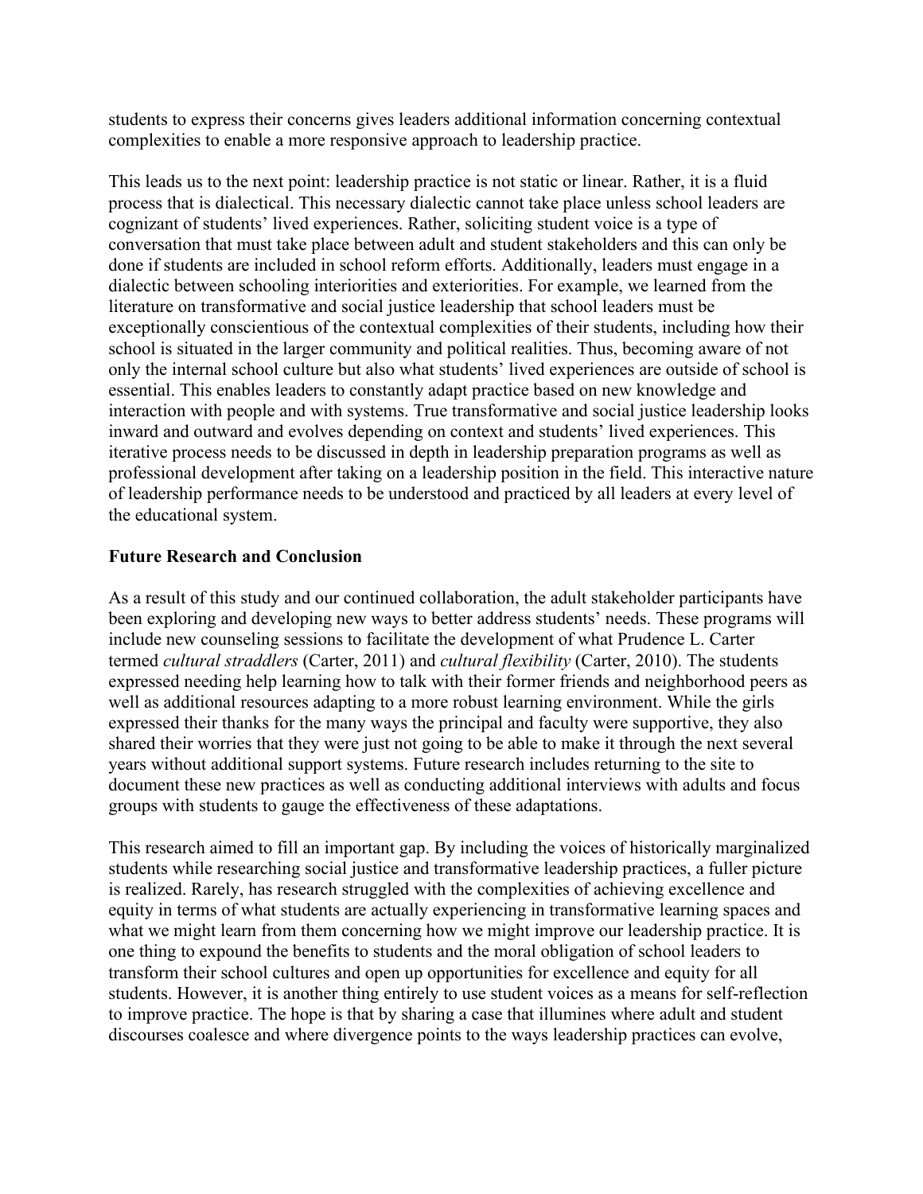students to express their concerns gives leaders additional information concerning contextual complexities to enable a more responsive approach to leadership practice.

This leads us to the next point: leadership practice is not static or linear. Rather, it is a fluid process that is dialectical. This necessary dialectic cannot take place unless school leaders are cognizant of students' lived experiences. Rather, soliciting student voice is a type of conversation that must take place between adult and student stakeholders and this can only be done if students are included in school reform efforts. Additionally, leaders must engage in a dialectic between schooling interiorities and exteriorities. For example, we learned from the literature on transformative and social justice leadership that school leaders must be exceptionally conscientious of the contextual complexities of their students, including how their school is situated in the larger community and political realities. Thus, becoming aware of not only the internal school culture but also what students' lived experiences are outside of school is essential. This enables leaders to constantly adapt practice based on new knowledge and interaction with people and with systems. True transformative and social justice leadership looks inward and outward and evolves depending on context and students' lived experiences. This iterative process needs to be discussed in depth in leadership preparation programs as well as professional development after taking on a leadership position in the field. This interactive nature of leadership performance needs to be understood and practiced by all leaders at every level of the educational system.

## Future Research and Conclusion

As a result of this study and our continued collaboration, the adult stakeholder participants have been exploring and developing new ways to better address students' needs. These programs will include new counseling sessions to facilitate the development of what Prudence L. Carter termed *cultural straddlers* (Carter, 2011) and *cultural flexibility* (Carter, 2010). The students expressed needing help learning how to talk with their former friends and neighborhood peers as well as additional resources adapting to a more robust learning environment. While the girls expressed their thanks for the many ways the principal and faculty were supportive, they also shared their worries that they were just not going to be able to make it through the next several years without additional support systems. Future research includes returning to the site to document these new practices as well as conducting additional interviews with adults and focus groups with students to gauge the effectiveness of these adaptations.

This research aimed to fill an important gap. By including the voices of historically marginalized students while researching social justice and transformative leadership practices, a fuller picture is realized. Rarely, has research struggled with the complexities of achieving excellence and equity in terms of what students are actually experiencing in transformative learning spaces and what we might learn from them concerning how we might improve our leadership practice. It is one thing to expound the benefits to students and the moral obligation of school leaders to transform their school cultures and open up opportunities for excellence and equity for all students. However, it is another thing entirely to use student voices as a means for self-reflection to improve practice. The hope is that by sharing a case that illumines where adult and student discourses coalesce and where divergence points to the ways leadership practices can evolve,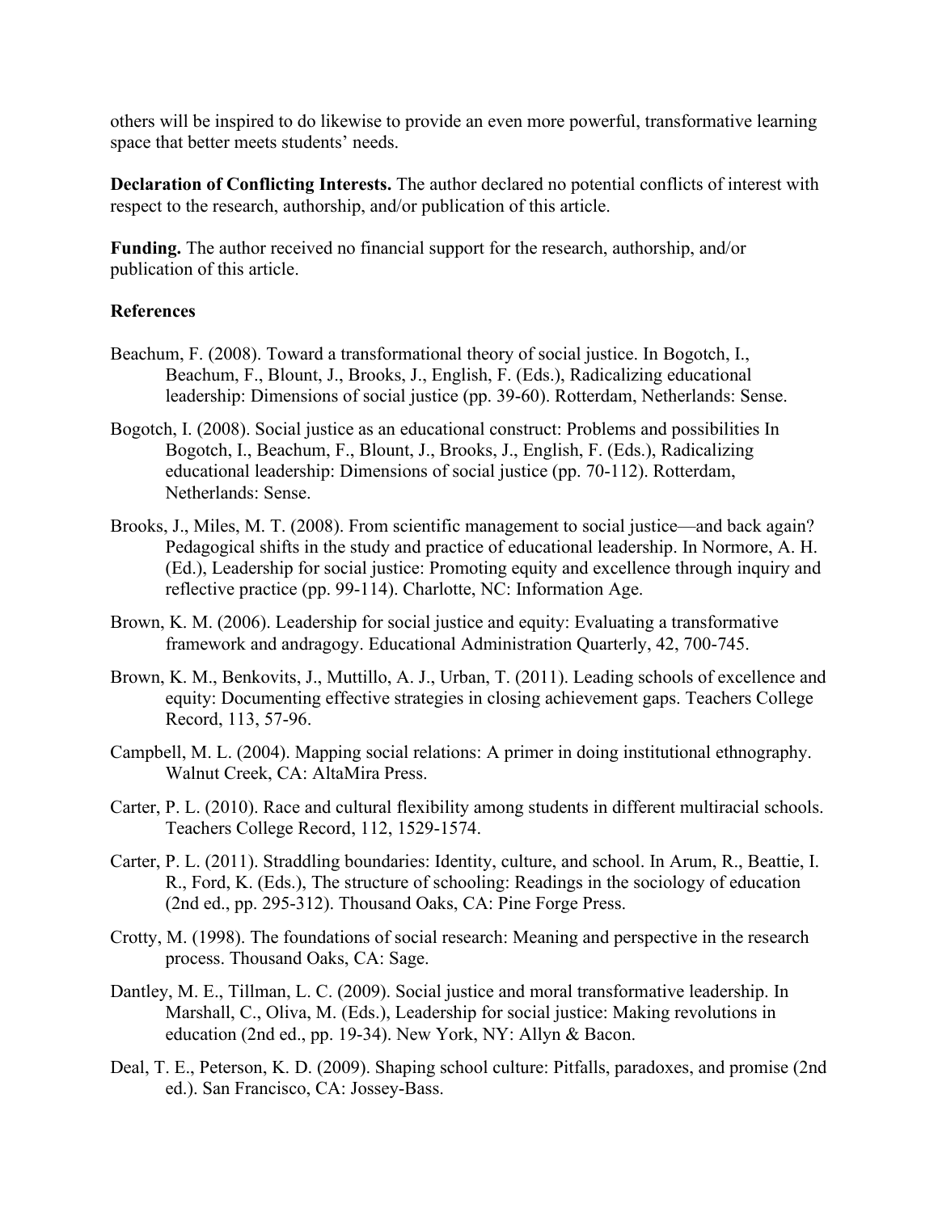others will be inspired to do likewise to provide an even more powerful, transformative learning space that better meets students' needs.

**Declaration of Conflicting Interests.** The author declared no potential conflicts of interest with respect to the research, authorship, and/or publication of this article.

**Funding.** The author received no financial support for the research, authorship, and/or publication of this article.

**References**

Beachum, F. (2008). Toward a transformational theory of social justice. In Bogotch, I., Beachum, F., Blount, J., Brooks, J., English, F. (Eds.), Radicalizing educational leadership: Dimensions of social justice (pp. 39-60). Rotterdam, Netherlands: Sense.

Bogotch, I. (2008). Social justice as an educational construct: Problems and possibilities In Bogotch, I., Beachum, F., Blount, J., Brooks, J., English, F. (Eds.), Radicalizing educational leadership: Dimensions of social justice (pp. 70-112). Rotterdam, Netherlands: Sense.

Brooks, J., Miles, M. T. (2008). From scientific management to social justice—and back again? Pedagogical shifts in the study and practice of educational leadership. In Normore, A. H. (Ed.), Leadership for social justice: Promoting equity and excellence through inquiry and reflective practice (pp. 99-114). Charlotte, NC: Information Age.

Brown, K. M. (2006). Leadership for social justice and equity: Evaluating a transformative framework and andragogy. Educational Administration Quarterly, 42, 700-745.

Brown, K. M., Benkovits, J., Muttillo, A. J., Urban, T. (2011). Leading schools of excellence and equity: Documenting effective strategies in closing achievement gaps. Teachers College Record, 113, 57-96.

Campbell, M. L. (2004). Mapping social relations: A primer in doing institutional ethnography. Walnut Creek, CA: AltaMira Press.

Carter, P. L. (2010). Race and cultural flexibility among students in different multiracial schools. Teachers College Record, 112, 1529-1574.

Carter, P. L. (2011). Straddling boundaries: Identity, culture, and school. In Arum, R., Beattie, I. R., Ford, K. (Eds.), The structure of schooling: Readings in the sociology of education (2nd ed., pp. 295-312). Thousand Oaks, CA: Pine Forge Press.

Crotty, M. (1998). The foundations of social research: Meaning and perspective in the research process. Thousand Oaks, CA: Sage.

Dantley, M. E., Tillman, L. C. (2009). Social justice and moral transformative leadership. In Marshall, C., Oliva, M. (Eds.), Leadership for social justice: Making revolutions in education (2nd ed., pp. 19-34). New York, NY: Allyn & Bacon.

Deal, T. E., Peterson, K. D. (2009). Shaping school culture: Pitfalls, paradoxes, and promise (2nd ed.). San Francisco, CA: Jossey-Bass.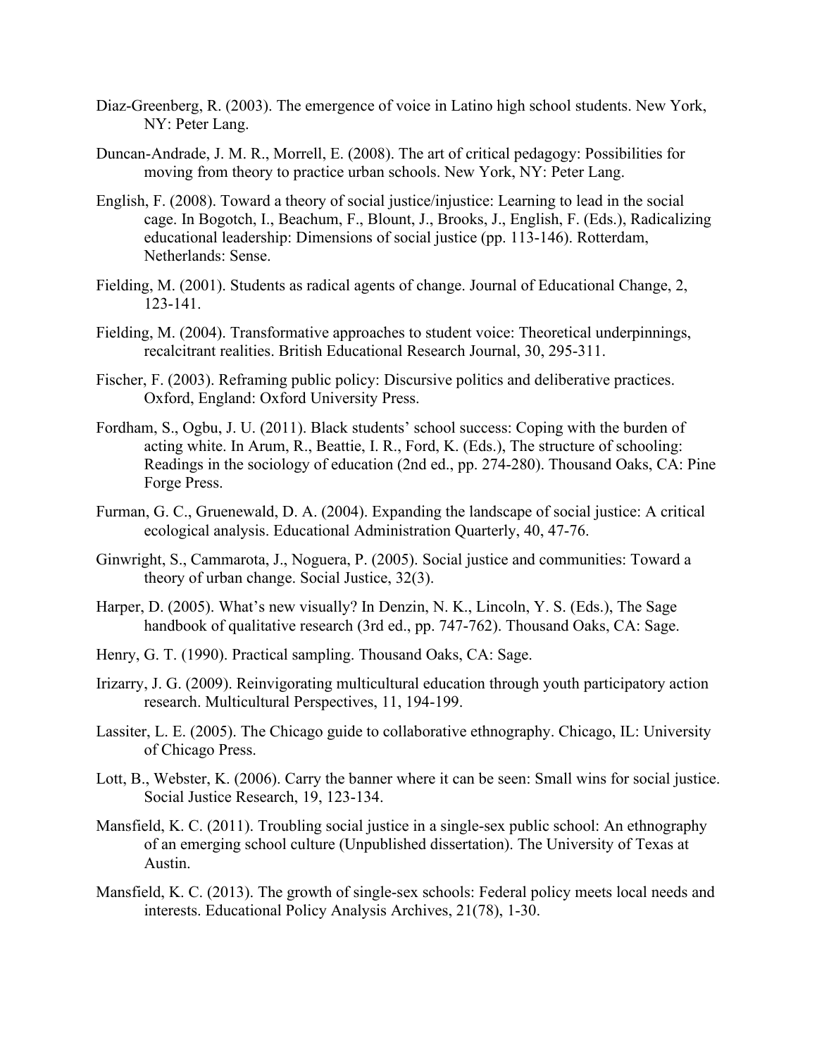Diaz-Greenberg, R. (2003). The emergence of voice in Latino high school students. New York, NY: Peter Lang.

Duncan-Andrade, J. M. R., Morrell, E. (2008). The art of critical pedagogy: Possibilities for moving from theory to practice urban schools. New York, NY: Peter Lang.

English, F. (2008). Toward a theory of social justice/injustice: Learning to lead in the social cage. In Bogotch, I., Beachum, F., Blount, J., Brooks, J., English, F. (Eds.), Radicalizing educational leadership: Dimensions of social justice (pp. 113-146). Rotterdam, Netherlands: Sense.

Fielding, M. (2001). Students as radical agents of change. Journal of Educational Change, 2, 123-141.

Fielding, M. (2004). Transformative approaches to student voice: Theoretical underpinnings, recalcitrant realities. British Educational Research Journal, 30, 295-311.

Fischer, F. (2003). Reframing public policy: Discursive politics and deliberative practices. Oxford, England: Oxford University Press.

Fordham, S., Ogbu, J. U. (2011). Black students' school success: Coping with the burden of acting white. In Arum, R., Beattie, I. R., Ford, K. (Eds.), The structure of schooling: Readings in the sociology of education (2nd ed., pp. 274-280). Thousand Oaks, CA: Pine Forge Press.

Furman, G. C., Gruenewald, D. A. (2004). Expanding the landscape of social justice: A critical ecological analysis. Educational Administration Quarterly, 40, 47-76.

Ginwright, S., Cammarota, J., Noguera, P. (2005). Social justice and communities: Toward a theory of urban change. Social Justice, 32(3).

Harper, D. (2005). What's new visually? In Denzin, N. K., Lincoln, Y. S. (Eds.), The Sage handbook of qualitative research (3rd ed., pp. 747-762). Thousand Oaks, CA: Sage.

Henry, G. T. (1990). Practical sampling. Thousand Oaks, CA: Sage.

Irizarry, J. G. (2009). Reinvigorating multicultural education through youth participatory action research. Multicultural Perspectives, 11, 194-199.

Lassiter, L. E. (2005). The Chicago guide to collaborative ethnography. Chicago, IL: University of Chicago Press.

Lott, B., Webster, K. (2006). Carry the banner where it can be seen: Small wins for social justice. Social Justice Research, 19, 123-134.

Mansfield, K. C. (2011). Troubling social justice in a single-sex public school: An ethnography of an emerging school culture (Unpublished dissertation). The University of Texas at Austin.

Mansfield, K. C. (2013). The growth of single-sex schools: Federal policy meets local needs and interests. Educational Policy Analysis Archives, 21(78), 1-30.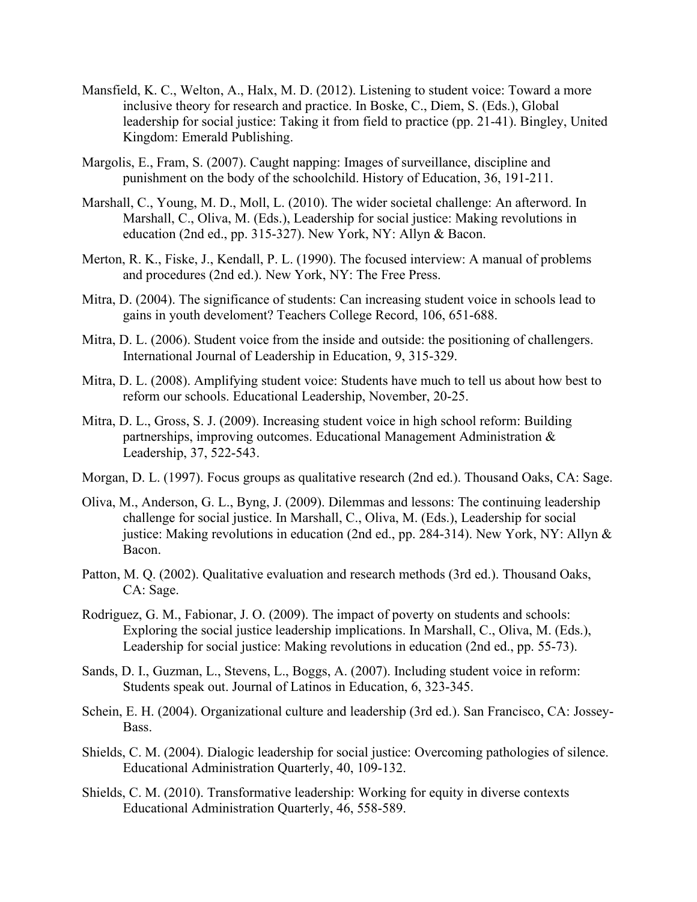Mansfield, K. C., Welton, A., Halx, M. D. (2012). Listening to student voice: Toward a more inclusive theory for research and practice. In Boske, C., Diem, S. (Eds.), Global leadership for social justice: Taking it from field to practice (pp. 21-41). Bingley, United Kingdom: Emerald Publishing.

Margolis, E., Fram, S. (2007). Caught napping: Images of surveillance, discipline and punishment on the body of the schoolchild. History of Education, 36, 191-211.

Marshall, C., Young, M. D., Moll, L. (2010). The wider societal challenge: An afterword. In Marshall, C., Oliva, M. (Eds.), Leadership for social justice: Making revolutions in education (2nd ed., pp. 315-327). New York, NY: Allyn & Bacon.

Merton, R. K., Fiske, J., Kendall, P. L. (1990). The focused interview: A manual of problems and procedures (2nd ed.). New York, NY: The Free Press.

Mitra, D. (2004). The significance of students: Can increasing student voice in schools lead to gains in youth develoment? Teachers College Record, 106, 651-688.

Mitra, D. L. (2006). Student voice from the inside and outside: the positioning of challengers. International Journal of Leadership in Education, 9, 315-329.

Mitra, D. L. (2008). Amplifying student voice: Students have much to tell us about how best to reform our schools. Educational Leadership, November, 20-25.

Mitra, D. L., Gross, S. J. (2009). Increasing student voice in high school reform: Building partnerships, improving outcomes. Educational Management Administration & Leadership, 37, 522-543.

Morgan, D. L. (1997). Focus groups as qualitative research (2nd ed.). Thousand Oaks, CA: Sage.

Oliva, M., Anderson, G. L., Byng, J. (2009). Dilemmas and lessons: The continuing leadership challenge for social justice. In Marshall, C., Oliva, M. (Eds.), Leadership for social justice: Making revolutions in education (2nd ed., pp. 284-314). New York, NY: Allyn & Bacon.

Patton, M. Q. (2002). Qualitative evaluation and research methods (3rd ed.). Thousand Oaks, CA: Sage.

Rodriguez, G. M., Fabionar, J. O. (2009). The impact of poverty on students and schools: Exploring the social justice leadership implications. In Marshall, C., Oliva, M. (Eds.), Leadership for social justice: Making revolutions in education (2nd ed., pp. 55-73).

Sands, D. I., Guzman, L., Stevens, L., Boggs, A. (2007). Including student voice in reform: Students speak out. Journal of Latinos in Education, 6, 323-345.

Schein, E. H. (2004). Organizational culture and leadership (3rd ed.). San Francisco, CA: Jossey-Bass.

Shields, C. M. (2004). Dialogic leadership for social justice: Overcoming pathologies of silence. Educational Administration Quarterly, 40, 109-132.

Shields, C. M. (2010). Transformative leadership: Working for equity in diverse contexts Educational Administration Quarterly, 46, 558-589.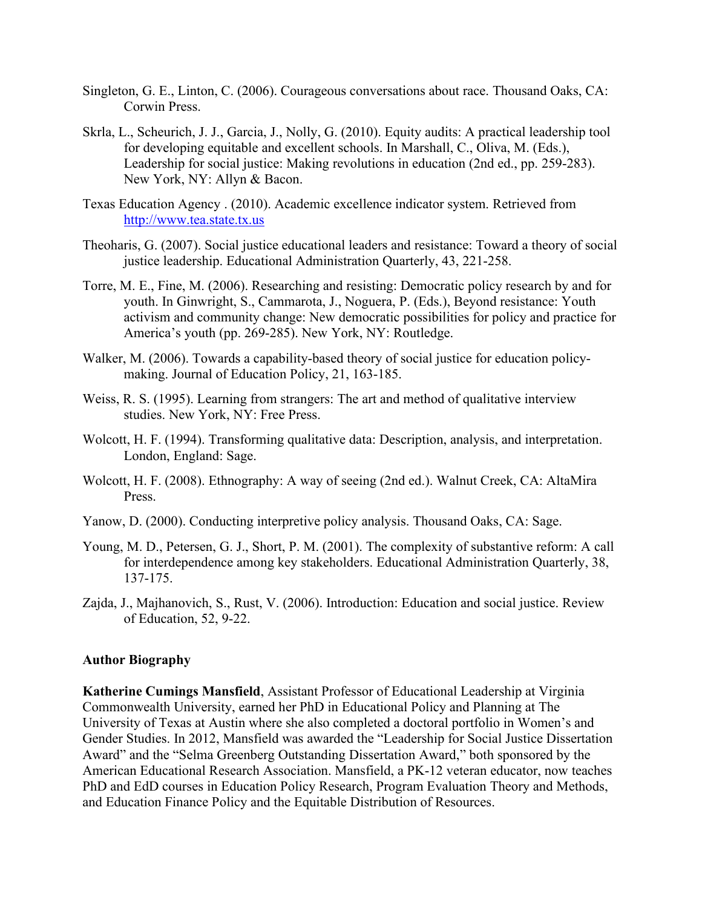Singleton, G. E., Linton, C. (2006). Courageous conversations about race. Thousand Oaks, CA: Corwin Press.

Skrla, L., Scheurich, J. J., Garcia, J., Nolly, G. (2010). Equity audits: A practical leadership tool for developing equitable and excellent schools. In Marshall, C., Oliva, M. (Eds.), Leadership for social justice: Making revolutions in education (2nd ed., pp. 259-283). New York, NY: Allyn & Bacon.

Texas Education Agency . (2010). Academic excellence indicator system. Retrieved from http://www.tea.state.tx.us

Theoharis, G. (2007). Social justice educational leaders and resistance: Toward a theory of social justice leadership. Educational Administration Quarterly, 43, 221-258.

Torre, M. E., Fine, M. (2006). Researching and resisting: Democratic policy research by and for youth. In Ginwright, S., Cammarota, J., Noguera, P. (Eds.), Beyond resistance: Youth activism and community change: New democratic possibilities for policy and practice for America's youth (pp. 269-285). New York, NY: Routledge.

Walker, M. (2006). Towards a capability-based theory of social justice for education policy-making. Journal of Education Policy, 21, 163-185.

Weiss, R. S. (1995). Learning from strangers: The art and method of qualitative interview studies. New York, NY: Free Press.

Wolcott, H. F. (1994). Transforming qualitative data: Description, analysis, and interpretation. London, England: Sage.

Wolcott, H. F. (2008). Ethnography: A way of seeing (2nd ed.). Walnut Creek, CA: AltaMira Press.

Yanow, D. (2000). Conducting interpretive policy analysis. Thousand Oaks, CA: Sage.

Young, M. D., Petersen, G. J., Short, P. M. (2001). The complexity of substantive reform: A call for interdependence among key stakeholders. Educational Administration Quarterly, 38, 137-175.

Zajda, J., Majhanovich, S., Rust, V. (2006). Introduction: Education and social justice. Review of Education, 52, 9-22.

**Author Biography**

**Katherine Cumings Mansfield**, Assistant Professor of Educational Leadership at Virginia Commonwealth University, earned her PhD in Educational Policy and Planning at The University of Texas at Austin where she also completed a doctoral portfolio in Women's and Gender Studies. In 2012, Mansfield was awarded the "Leadership for Social Justice Dissertation Award" and the "Selma Greenberg Outstanding Dissertation Award," both sponsored by the American Educational Research Association. Mansfield, a PK-12 veteran educator, now teaches PhD and EdD courses in Education Policy Research, Program Evaluation Theory and Methods, and Education Finance Policy and the Equitable Distribution of Resources.